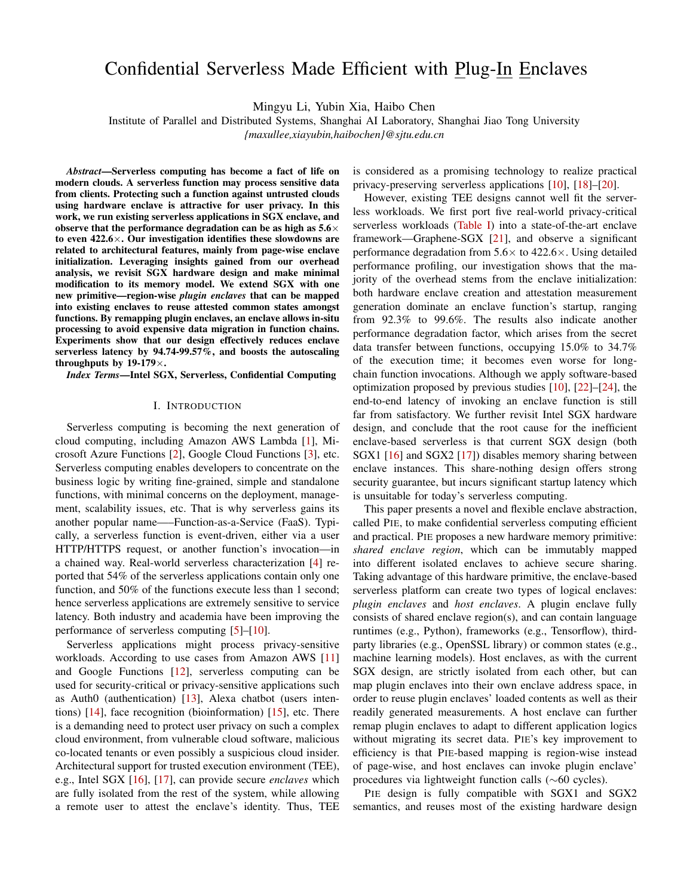# Confidential Serverless Made Efficient with Plug-In Enclaves

Mingyu Li, Yubin Xia, Haibo Chen

Institute of Parallel and Distributed Systems, Shanghai AI Laboratory, Shanghai Jiao Tong University

*{maxullee,xiayubin,haibochen}@sjtu.edu.cn*

***Abstract*—Serverless computing has become a fact of life on modern clouds. A serverless function may process sensitive data from clients. Protecting such a function against untrusted clouds using hardware enclave is attractive for user privacy. In this work, we run existing serverless applications in SGX enclave, and observe that the performance degradation can be as high as 5.6× to even 422.6×. Our investigation identifies these slowdowns are related to architectural features, mainly from page-wise enclave initialization. Leveraging insights gained from our overhead analysis, we revisit SGX hardware design and make minimal modification to its memory model. We extend SGX with one new primitive—region-wise *plugin enclaves* that can be mapped into existing enclaves to reuse attested common states amongst functions. By remapping plugin enclaves, an enclave allows in-situ processing to avoid expensive data migration in function chains. Experiments show that our design effectively reduces enclave serverless latency by 94.74-99.57%, and boosts the autoscaling throughputs by 19-179×.**

***Index Terms*—Intel SGX, Serverless, Confidential Computing**

## I. Introduction

Serverless computing is becoming the next generation of cloud computing, including Amazon AWS Lambda [1], Microsoft Azure Functions [2], Google Cloud Functions [3], etc. Serverless computing enables developers to concentrate on the business logic by writing fine-grained, simple and standalone functions, with minimal concerns on the deployment, management, scalability issues, etc. That is why serverless gains its another popular name—–Function-as-a-Service (FaaS). Typically, a serverless function is event-driven, either via a user HTTP/HTTPS request, or another function's invocation—in a chained way. Real-world serverless characterization [4] reported that 54% of the serverless applications contain only one function, and 50% of the functions execute less than 1 second; hence serverless applications are extremely sensitive to service latency. Both industry and academia have been improving the performance of serverless computing [5]–[10].

Serverless applications might process privacy-sensitive workloads. According to use cases from Amazon AWS [11] and Google Functions [12], serverless computing can be used for security-critical or privacy-sensitive applications such as Auth0 (authentication) [13], Alexa chatbot (users intentions) [14], face recognition (bioinformation) [15], etc. There is a demanding need to protect user privacy on such a complex cloud environment, from vulnerable cloud software, malicious co-located tenants or even possibly a suspicious cloud insider. Architectural support for trusted execution environment (TEE), e.g., Intel SGX [16], [17], can provide secure *enclaves* which are fully isolated from the rest of the system, while allowing a remote user to attest the enclave's identity. Thus, TEE is considered as a promising technology to realize practical privacy-preserving serverless applications [10], [18]–[20].

However, existing TEE designs cannot well fit the serverless workloads. We first port five real-world privacy-critical serverless workloads (Table I) into a state-of-the-art enclave framework—Graphene-SGX [21], and observe a significant performance degradation from 5.6× to 422.6×. Using detailed performance profiling, our investigation shows that the majority of the overhead stems from the enclave initialization: both hardware enclave creation and attestation measurement generation dominate an enclave function's startup, ranging from 92.3% to 99.6%. The results also indicate another performance degradation factor, which arises from the secret data transfer between functions, occupying 15.0% to 34.7% of the execution time; it becomes even worse for long-chain function invocations. Although we apply software-based optimization proposed by previous studies [10], [22]–[24], the end-to-end latency of invoking an enclave function is still far from satisfactory. We further revisit Intel SGX hardware design, and conclude that the root cause for the inefficient enclave-based serverless is that current SGX design (both SGX1 [16] and SGX2 [17]) disables memory sharing between enclave instances. This share-nothing design offers strong security guarantee, but incurs significant startup latency which is unsuitable for today's serverless computing.

This paper presents a novel and flexible enclave abstraction, called PIE, to make confidential serverless computing efficient and practical. PIE proposes a new hardware memory primitive: *shared enclave region*, which can be immutably mapped into different isolated enclaves to achieve secure sharing. Taking advantage of this hardware primitive, the enclave-based serverless platform can create two types of logical enclaves: *plugin enclaves* and *host enclaves*. A plugin enclave fully consists of shared enclave region(s), and can contain language runtimes (e.g., Python), frameworks (e.g., Tensorflow), third-party libraries (e.g., OpenSSL library) or common states (e.g., machine learning models). Host enclaves, as with the current SGX design, are strictly isolated from each other, but can map plugin enclaves into their own enclave address space, in order to reuse plugin enclaves' loaded contents as well as their readily generated measurements. A host enclave can further remap plugin enclaves to adapt to different application logics without migrating its secret data. PIE's key improvement to efficiency is that PIE-based mapping is region-wise instead of page-wise, and host enclaves can invoke plugin enclave' procedures via lightweight function calls (∼60 cycles).

PIE design is fully compatible with SGX1 and SGX2 semantics, and reuses most of the existing hardware design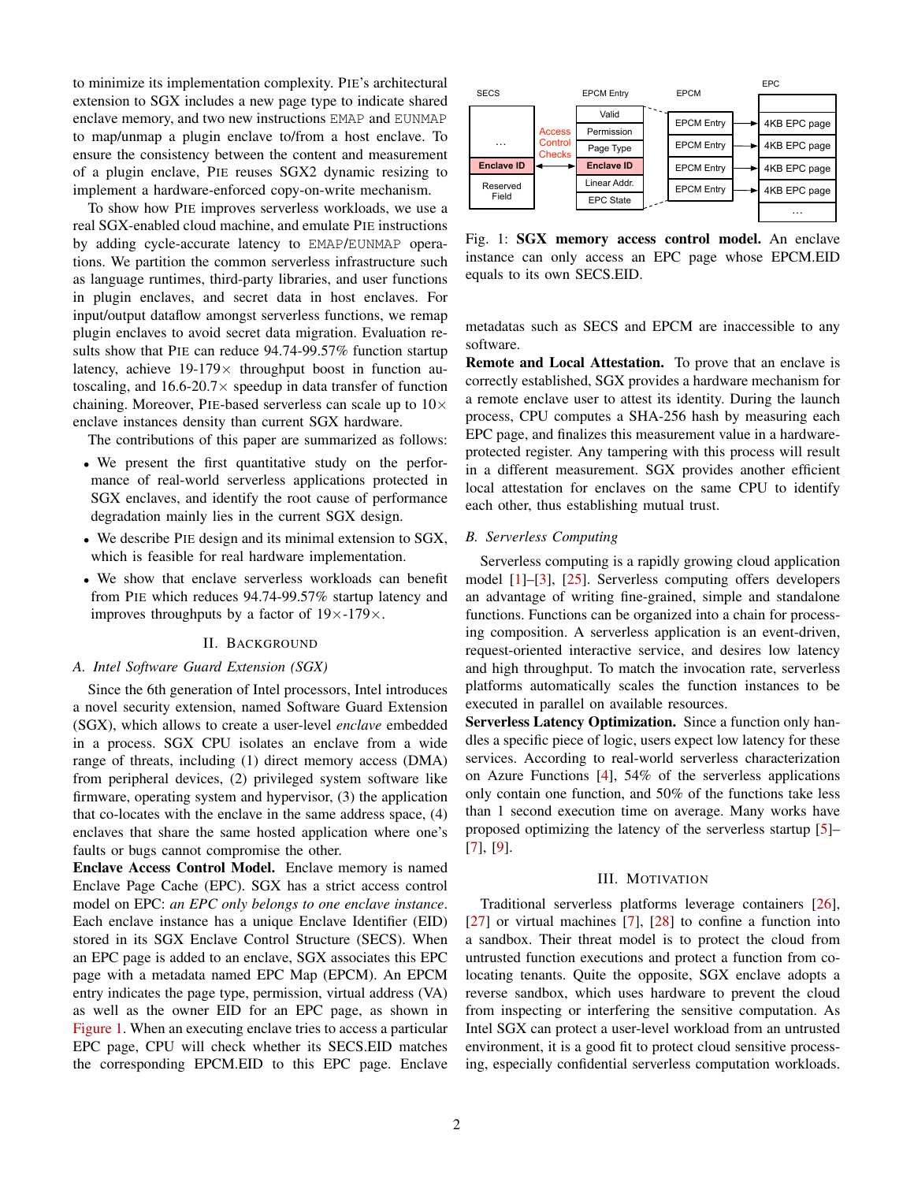to minimize its implementation complexity. PIE's architectural extension to SGX includes a new page type to indicate shared enclave memory, and two new instructions EMAP and EUNMAP to map/unmap a plugin enclave to/from a host enclave. To ensure the consistency between the content and measurement of a plugin enclave, PIE reuses SGX2 dynamic resizing to implement a hardware-enforced copy-on-write mechanism.

To show how PIE improves serverless workloads, we use a real SGX-enabled cloud machine, and emulate PIE instructions by adding cycle-accurate latency to EMAP/EUNMAP operations. We partition the common serverless infrastructure such as language runtimes, third-party libraries, and user functions in plugin enclaves, and secret data in host enclaves. For input/output dataflow amongst serverless functions, we remap plugin enclaves to avoid secret data migration. Evaluation results show that PIE can reduce 94.74-99.57% function startup latency, achieve 19-179× throughput boost in function autoscaling, and 16.6-20.7× speedup in data transfer of function chaining. Moreover, PIE-based serverless can scale up to 10× enclave instances density than current SGX hardware.

The contributions of this paper are summarized as follows:

- We present the first quantitative study on the performance of real-world serverless applications protected in SGX enclaves, and identify the root cause of performance degradation mainly lies in the current SGX design.
- We describe PIE design and its minimal extension to SGX, which is feasible for real hardware implementation.
- We show that enclave serverless workloads can benefit from PIE which reduces 94.74-99.57% startup latency and improves throughputs by a factor of 19×-179×.

## II. Background

### A. Intel Software Guard Extension (SGX)

Since the 6th generation of Intel processors, Intel introduces a novel security extension, named Software Guard Extension (SGX), which allows to create a user-level *enclave* embedded in a process. SGX CPU isolates an enclave from a wide range of threats, including (1) direct memory access (DMA) from peripheral devices, (2) privileged system software like firmware, operating system and hypervisor, (3) the application that co-locates with the enclave in the same address space, (4) enclaves that share the same hosted application where one's faults or bugs cannot compromise the other.

**Enclave Access Control Model.** Enclave memory is named Enclave Page Cache (EPC). SGX has a strict access control model on EPC: *an EPC only belongs to one enclave instance*. Each enclave instance has a unique Enclave Identifier (EID) stored in its SGX Enclave Control Structure (SECS). When an EPC page is added to an enclave, SGX associates this EPC page with a metadata named EPC Map (EPCM). An EPCM entry indicates the page type, permission, virtual address (VA) as well as the owner EID for an EPC page, as shown in Figure 1. When an executing enclave tries to access a particular EPC page, CPU will check whether its SECS.EID matches the corresponding EPCM.EID to this EPC page. Enclave metadatas such as SECS and EPCM are inaccessible to any software.

Fig. 1: **SGX memory access control model.** An enclave instance can only access an EPC page whose EPCM.EID equals to its own SECS.EID.

**Remote and Local Attestation.** To prove that an enclave is correctly established, SGX provides a hardware mechanism for a remote enclave user to attest its identity. During the launch process, CPU computes a SHA-256 hash by measuring each EPC page, and finalizes this measurement value in a hardware-protected register. Any tampering with this process will result in a different measurement. SGX provides another efficient local attestation for enclaves on the same CPU to identify each other, thus establishing mutual trust.

### B. Serverless Computing

Serverless computing is a rapidly growing cloud application model [1]–[3], [25]. Serverless computing offers developers an advantage of writing fine-grained, simple and standalone functions. Functions can be organized into a chain for processing composition. A serverless application is an event-driven, request-oriented interactive service, and desires low latency and high throughput. To match the invocation rate, serverless platforms automatically scales the function instances to be executed in parallel on available resources.

**Serverless Latency Optimization.** Since a function only handles a specific piece of logic, users expect low latency for these services. According to real-world serverless characterization on Azure Functions [4], 54% of the serverless applications only contain one function, and 50% of the functions take less than 1 second execution time on average. Many works have proposed optimizing the latency of the serverless startup [5]–[7], [9].

## III. Motivation

Traditional serverless platforms leverage containers [26], [27] or virtual machines [7], [28] to confine a function into a sandbox. Their threat model is to protect the cloud from untrusted function executions and protect a function from co-locating tenants. Quite the opposite, SGX enclave adopts a reverse sandbox, which uses hardware to prevent the cloud from inspecting or interfering the sensitive computation. As Intel SGX can protect a user-level workload from an untrusted environment, it is a good fit to protect cloud sensitive processing, especially confidential serverless computation workloads.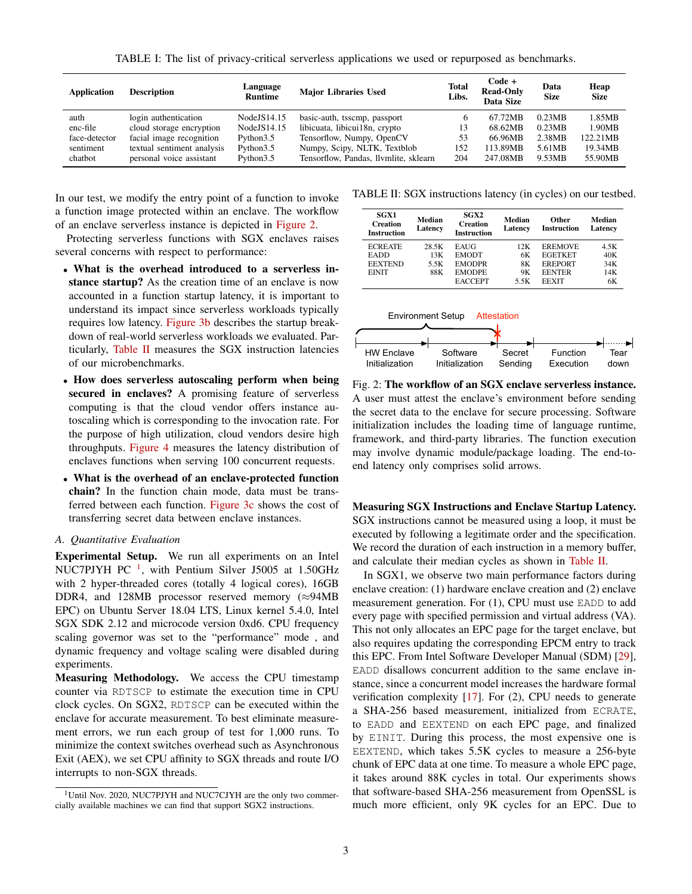TABLE I: The list of privacy-critical serverless applications we used or repurposed as benchmarks.

| Application | Description | Language Runtime | Major Libraries Used | Total Libs. | Code + Read-Only Data Size | Data Size | Heap Size |
|---|---|---|---|---|---|---|---|
| auth | login authentication | NodeJS14.15 | basic-auth, tsscmp, passport | 6 | 67.72MB | 0.23MB | 1.85MB |
| enc-file | cloud storage encryption | NodeJS14.15 | libicuata, libicui18n, crypto | 13 | 68.62MB | 0.23MB | 1.90MB |
| face-detector | facial image recognition | Python3.5 | Tensorflow, Numpy, OpenCV | 53 | 66.96MB | 2.38MB | 122.21MB |
| sentiment | textual sentiment analysis | Python3.5 | Numpy, Scipy, NLTK, Textblob | 152 | 113.89MB | 5.61MB | 19.34MB |
| chatbot | personal voice assistant | Python3.5 | Tensorflow, Pandas, llvmlite, sklearn | 204 | 247.08MB | 9.53MB | 55.90MB |

In our test, we modify the entry point of a function to invoke a function image protected within an enclave. The workflow of an enclave serverless instance is depicted in Figure 2.

Protecting serverless functions with SGX enclaves raises several concerns with respect to performance:

- **What is the overhead introduced to a serverless instance startup?** As the creation time of an enclave is now accounted in a function startup latency, it is important to understand its impact since serverless workloads typically requires low latency. Figure 3b describes the startup breakdown of real-world serverless workloads we evaluated. Particularly, Table II measures the SGX instruction latencies of our microbenchmarks.
- **How does serverless autoscaling perform when being secured in enclaves?** A promising feature of serverless computing is that the cloud vendor offers instance autoscaling which is corresponding to the invocation rate. For the purpose of high utilization, cloud vendors desire high throughputs. Figure 4 measures the latency distribution of enclaves functions when serving 100 concurrent requests.
- **What is the overhead of an enclave-protected function chain?** In the function chain mode, data must be transferred between each function. Figure 3c shows the cost of transferring secret data between enclave instances.

### A. Quantitative Evaluation

**Experimental Setup.** We run all experiments on an Intel NUC7PJYH PC [1], with Pentium Silver J5005 at 1.50GHz with 2 hyper-threaded cores (totally 4 logical cores), 16GB DDR4, and 128MB processor reserved memory (≈94MB EPC) on Ubuntu Server 18.04 LTS, Linux kernel 5.4.0, Intel SGX SDK 2.12 and microcode version 0xd6. CPU frequency scaling governor was set to the "performance" mode , and dynamic frequency and voltage scaling were disabled during experiments.

**Measuring Methodology.** We access the CPU timestamp counter via RDTSCP to estimate the execution time in CPU clock cycles. On SGX2, RDTSCP can be executed within the enclave for accurate measurement. To best eliminate measurement errors, we run each group of test for 1,000 runs. To minimize the context switches overhead such as Asynchronous Exit (AEX), we set CPU affinity to SGX threads and route I/O interrupts to non-SGX threads.

[1] Until Nov. 2020, NUC7PJYH and NUC7CJYH are the only two commercially available machines we can find that support SGX2 instructions.

TABLE II: SGX instructions latency (in cycles) on our testbed.

| SGX1 Creation Instruction | Median Latency | SGX2 Creation Instruction | Median Latency | Other Instruction | Median Latency |
|---|---|---|---|---|---|
| ECREATE | 28.5K | EAUG | 12K | EREMOVE | 4.5K |
| EADD | 13K | EMODT | 6K | EGETKET | 40K |
| EEXTEND | 5.5K | EMODPR | 8K | EREPORT | 34K |
| EINIT | 88K | EMODPE | 9K | EENTER | 14K |
| | | EACCEPT | 5.5K | EEXIT | 6K |

Environment Setup — Attestation — HW Enclave Initialization → Software Initialization → Secret Sending → Function Execution → Tear down

Fig. 2: **The workflow of an SGX enclave serverless instance.** A user must attest the enclave's environment before sending the secret data to the enclave for secure processing. Software initialization includes the loading time of language runtime, framework, and third-party libraries. The function execution may involve dynamic module/package loading. The end-to-end latency only comprises solid arrows.

**Measuring SGX Instructions and Enclave Startup Latency.** SGX instructions cannot be measured using a loop, it must be executed by following a legitimate order and the specification. We record the duration of each instruction in a memory buffer, and calculate their median cycles as shown in Table II.

In SGX1, we observe two main performance factors during enclave creation: (1) hardware enclave creation and (2) enclave measurement generation. For (1), CPU must use EADD to add every page with specified permission and virtual address (VA). This not only allocates an EPC page for the target enclave, but also requires updating the corresponding EPCM entry to track this EPC. From Intel Software Developer Manual (SDM) [29], EADD disallows concurrent addition to the same enclave instance, since a concurrent model increases the hardware formal verification complexity [17]. For (2), CPU needs to generate a SHA-256 based measurement, initialized from ECRATE, to EADD and EEXTEND on each EPC page, and finalized by EINIT. During this process, the most expensive one is EEXTEND, which takes 5.5K cycles to measure a 256-byte chunk of EPC data at one time. To measure a whole EPC page, it takes around 88K cycles in total. Our experiments shows that software-based SHA-256 measurement from OpenSSL is much more efficient, only 9K cycles for an EPC. Due to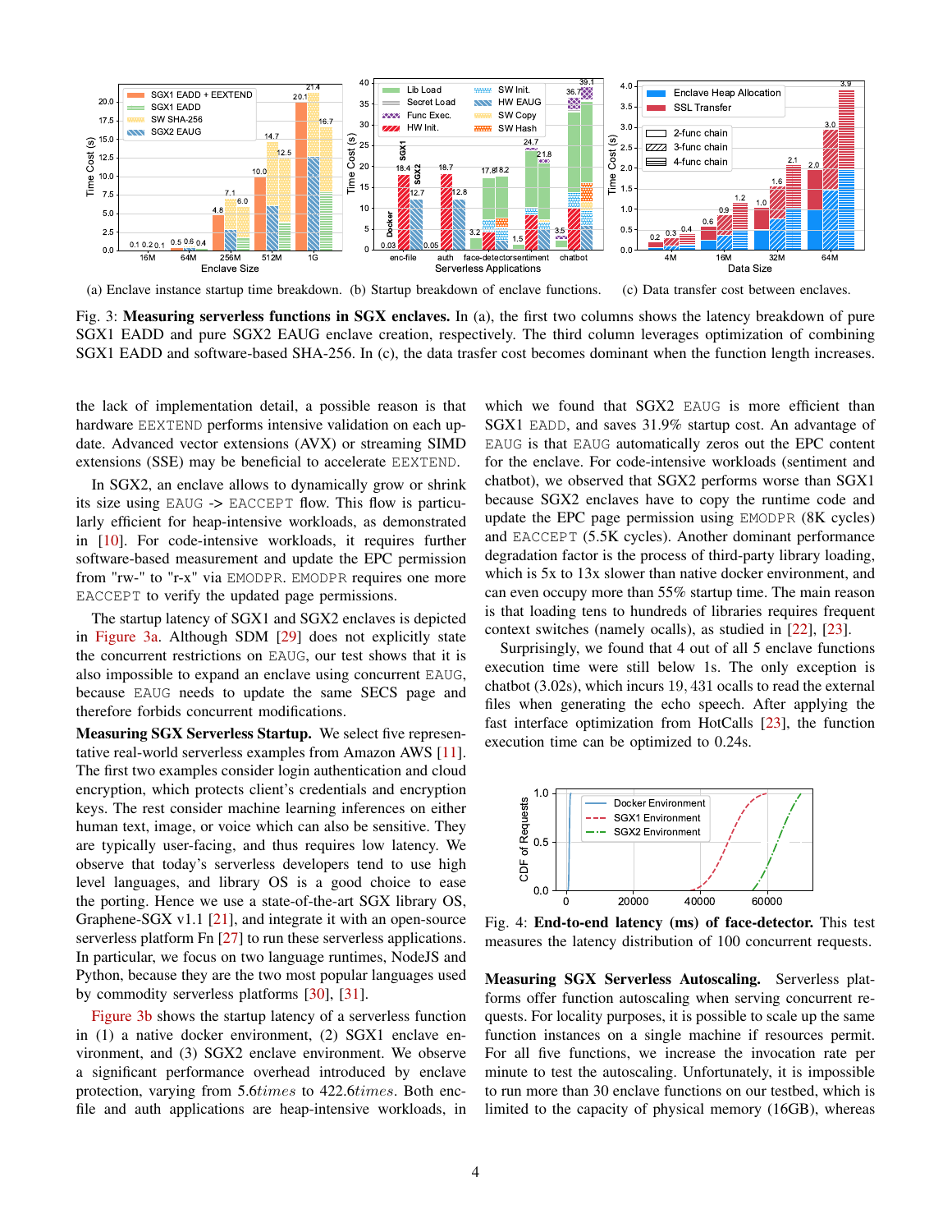(a) Enclave instance startup time breakdown. (b) Startup breakdown of enclave functions. (c) Data transfer cost between enclaves.

Fig. 3: **Measuring serverless functions in SGX enclaves.** In (a), the first two columns shows the latency breakdown of pure SGX1 EADD and pure SGX2 EAUG enclave creation, respectively. The third column leverages optimization of combining SGX1 EADD and software-based SHA-256. In (c), the data trasfer cost becomes dominant when the function length increases.

the lack of implementation detail, a possible reason is that hardware `EEXTEND` performs intensive validation on each update. Advanced vector extensions (AVX) or streaming SIMD extensions (SSE) may be beneficial to accelerate `EEXTEND`.

In SGX2, an enclave allows to dynamically grow or shrink its size using `EAUG` -> `EACCEPT` flow. This flow is particularly efficient for heap-intensive workloads, as demonstrated in [10]. For code-intensive workloads, it requires further software-based measurement and update the EPC permission from "rw-" to "r-x" via `EMODPR`. `EMODPR` requires one more `EACCEPT` to verify the updated page permissions.

The startup latency of SGX1 and SGX2 enclaves is depicted in Figure 3a. Although SDM [29] does not explicitly state the concurrent restrictions on `EAUG`, our test shows that it is also impossible to expand an enclave using concurrent `EAUG`, because `EAUG` needs to update the same SECS page and therefore forbids concurrent modifications.

**Measuring SGX Serverless Startup.** We select five representative real-world serverless examples from Amazon AWS [11]. The first two examples consider login authentication and cloud encryption, which protects client's credentials and encryption keys. The rest consider machine learning inferences on either human text, image, or voice which can also be sensitive. They are typically user-facing, and thus requires low latency. We observe that today's serverless developers tend to use high level languages, and library OS is a good choice to ease the porting. Hence we use a state-of-the-art SGX library OS, Graphene-SGX v1.1 [21], and integrate it with an open-source serverless platform Fn [27] to run these serverless applications. In particular, we focus on two language runtimes, NodeJS and Python, because they are the two most popular languages used by commodity serverless platforms [30], [31].

Figure 3b shows the startup latency of a serverless function in (1) a native docker environment, (2) SGX1 enclave environment, and (3) SGX2 enclave environment. We observe a significant performance overhead introduced by enclave protection, varying from 5.6$times$ to 422.6$times$. Both encfile and auth applications are heap-intensive workloads, in which we found that SGX2 `EAUG` is more efficient than SGX1 `EADD`, and saves 31.9% startup cost. An advantage of `EAUG` is that `EAUG` automatically zeros out the EPC content for the enclave. For code-intensive workloads (sentiment and chatbot), we observed that SGX2 performs worse than SGX1 because SGX2 enclaves have to copy the runtime code and update the EPC page permission using `EMODPR` (8K cycles) and `EACCEPT` (5.5K cycles). Another dominant performance degradation factor is the process of third-party library loading, which is 5x to 13x slower than native docker environment, and can even occupy more than 55% startup time. The main reason is that loading tens to hundreds of libraries requires frequent context switches (namely ocalls), as studied in [22], [23].

Surprisingly, we found that 4 out of all 5 enclave functions execution time were still below 1s. The only exception is chatbot (3.02s), which incurs 19,431 ocalls to read the external files when generating the echo speech. After applying the fast interface optimization from HotCalls [23], the function execution time can be optimized to 0.24s.

Fig. 4: **End-to-end latency (ms) of face-detector.** This test measures the latency distribution of 100 concurrent requests.

**Measuring SGX Serverless Autoscaling.** Serverless platforms offer function autoscaling when serving concurrent requests. For locality purposes, it is possible to scale up the same function instances on a single machine if resources permit. For all five functions, we increase the invocation rate per minute to test the autoscaling. Unfortunately, it is impossible to run more than 30 enclave functions on our testbed, which is limited to the capacity of physical memory (16GB), whereas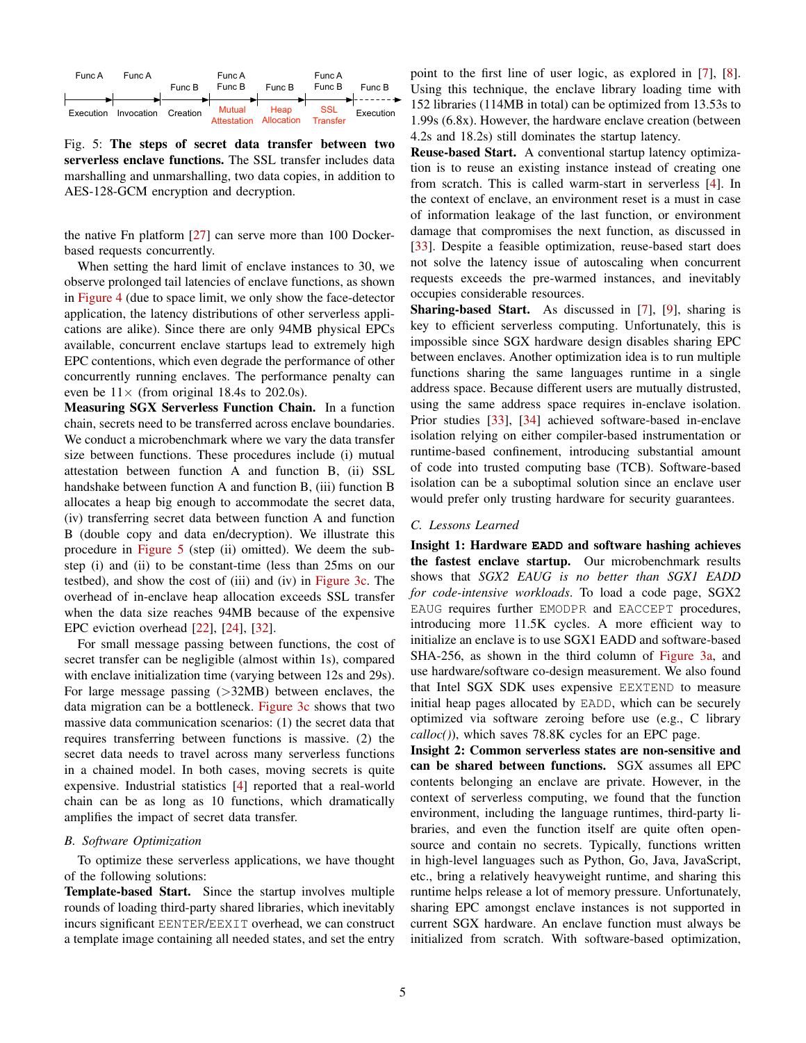Fig. 5: **The steps of secret data transfer between two serverless enclave functions.** The SSL transfer includes data marshalling and unmarshalling, two data copies, in addition to AES-128-GCM encryption and decryption.

the native Fn platform [27] can serve more than 100 Docker-based requests concurrently.

When setting the hard limit of enclave instances to 30, we observe prolonged tail latencies of enclave functions, as shown in Figure 4 (due to space limit, we only show the face-detector application, the latency distributions of other serverless applications are alike). Since there are only 94MB physical EPCs available, concurrent enclave startups lead to extremely high EPC contentions, which even degrade the performance of other concurrently running enclaves. The performance penalty can even be 11× (from original 18.4s to 202.0s).

**Measuring SGX Serverless Function Chain.** In a function chain, secrets need to be transferred across enclave boundaries. We conduct a microbenchmark where we vary the data transfer size between functions. These procedures include (i) mutual attestation between function A and function B, (ii) SSL handshake between function A and function B, (iii) function B allocates a heap big enough to accommodate the secret data, (iv) transferring secret data between function A and function B (double copy and data en/decryption). We illustrate this procedure in Figure 5 (step (ii) omitted). We deem the sub-step (i) and (ii) to be constant-time (less than 25ms on our testbed), and show the cost of (iii) and (iv) in Figure 3c. The overhead of in-enclave heap allocation exceeds SSL transfer when the data size reaches 94MB because of the expensive EPC eviction overhead [22], [24], [32].

For small message passing between functions, the cost of secret transfer can be negligible (almost within 1s), compared with enclave initialization time (varying between 12s and 29s). For large message passing (>32MB) between enclaves, the data migration can be a bottleneck. Figure 3c shows that two massive data communication scenarios: (1) the secret data that requires transferring between functions is massive. (2) the secret data needs to travel across many serverless functions in a chained model. In both cases, moving secrets is quite expensive. Industrial statistics [4] reported that a real-world chain can be as long as 10 functions, which dramatically amplifies the impact of secret data transfer.

### B. Software Optimization

To optimize these serverless applications, we have thought of the following solutions:

**Template-based Start.** Since the startup involves multiple rounds of loading third-party shared libraries, which inevitably incurs significant EENTER/EEXIT overhead, we can construct a template image containing all needed states, and set the entry point to the first line of user logic, as explored in [7], [8]. Using this technique, the enclave library loading time with 152 libraries (114MB in total) can be optimized from 13.53s to 1.99s (6.8x). However, the hardware enclave creation (between 4.2s and 18.2s) still dominates the startup latency.

**Reuse-based Start.** A conventional startup latency optimization is to reuse an existing instance instead of creating one from scratch. This is called warm-start in serverless [4]. In the context of enclave, an environment reset is a must in case of information leakage of the last function, or environment damage that compromises the next function, as discussed in [33]. Despite a feasible optimization, reuse-based start does not solve the latency issue of autoscaling when concurrent requests exceeds the pre-warmed instances, and inevitably occupies considerable resources.

**Sharing-based Start.** As discussed in [7], [9], sharing is key to efficient serverless computing. Unfortunately, this is impossible since SGX hardware design disables sharing EPC between enclaves. Another optimization idea is to run multiple functions sharing the same languages runtime in a single address space. Because different users are mutually distrusted, using the same address space requires in-enclave isolation. Prior studies [33], [34] achieved software-based in-enclave isolation relying on either compiler-based instrumentation or runtime-based confinement, introducing substantial amount of code into trusted computing base (TCB). Software-based isolation can be a suboptimal solution since an enclave user would prefer only trusting hardware for security guarantees.

### C. Lessons Learned

**Insight 1: Hardware EADD and software hashing achieves the fastest enclave startup.** Our microbenchmark results shows that *SGX2 EAUG is no better than SGX1 EADD for code-intensive workloads*. To load a code page, SGX2 EAUG requires further EMODPR and EACCEPT procedures, introducing more 11.5K cycles. A more efficient way to initialize an enclave is to use SGX1 EADD and software-based SHA-256, as shown in the third column of Figure 3a, and use hardware/software co-design measurement. We also found that Intel SGX SDK uses expensive EEXTEND to measure initial heap pages allocated by EADD, which can be securely optimized via software zeroing before use (e.g., C library *calloc()*), which saves 78.8K cycles for an EPC page.

**Insight 2: Common serverless states are non-sensitive and can be shared between functions.** SGX assumes all EPC contents belonging an enclave are private. However, in the context of serverless computing, we found that the function environment, including the language runtimes, third-party libraries, and even the function itself are quite often open-source and contain no secrets. Typically, functions written in high-level languages such as Python, Go, Java, JavaScript, etc., bring a relatively heavyweight runtime, and sharing this runtime helps release a lot of memory pressure. Unfortunately, sharing EPC amongst enclave instances is not supported in current SGX hardware. An enclave function must always be initialized from scratch. With software-based optimization,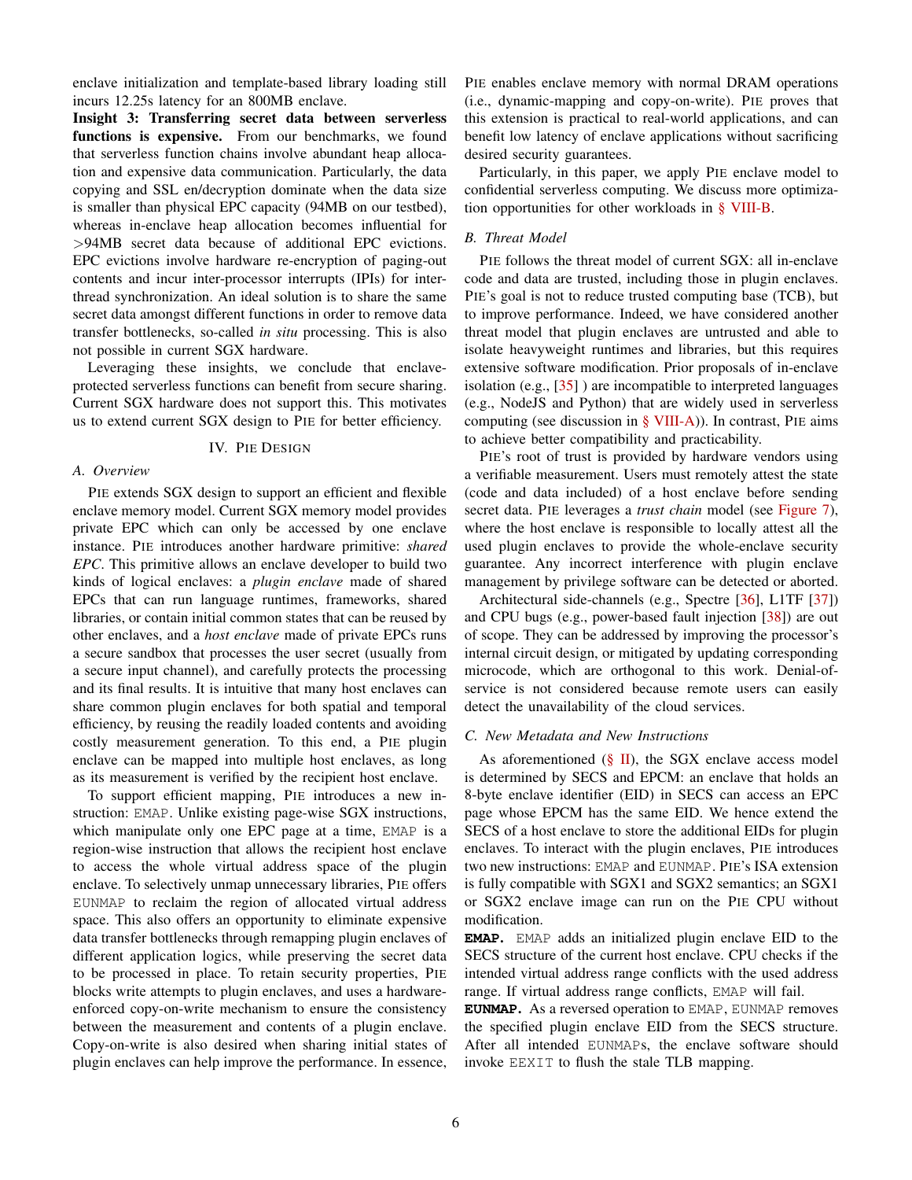enclave initialization and template-based library loading still incurs 12.25s latency for an 800MB enclave.

**Insight 3: Transferring secret data between serverless functions is expensive.** From our benchmarks, we found that serverless function chains involve abundant heap allocation and expensive data communication. Particularly, the data copying and SSL en/decryption dominate when the data size is smaller than physical EPC capacity (94MB on our testbed), whereas in-enclave heap allocation becomes influential for >94MB secret data because of additional EPC evictions. EPC evictions involve hardware re-encryption of paging-out contents and incur inter-processor interrupts (IPIs) for inter-thread synchronization. An ideal solution is to share the same secret data amongst different functions in order to remove data transfer bottlenecks, so-called *in situ* processing. This is also not possible in current SGX hardware.

Leveraging these insights, we conclude that enclave-protected serverless functions can benefit from secure sharing. Current SGX hardware does not support this. This motivates us to extend current SGX design to PIE for better efficiency.

## IV. PIE Design

### A. Overview

PIE extends SGX design to support an efficient and flexible enclave memory model. Current SGX memory model provides private EPC which can only be accessed by one enclave instance. PIE introduces another hardware primitive: *shared EPC*. This primitive allows an enclave developer to build two kinds of logical enclaves: a *plugin enclave* made of shared EPCs that can run language runtimes, frameworks, shared libraries, or contain initial common states that can be reused by other enclaves, and a *host enclave* made of private EPCs runs a secure sandbox that processes the user secret (usually from a secure input channel), and carefully protects the processing and its final results. It is intuitive that many host enclaves can share common plugin enclaves for both spatial and temporal efficiency, by reusing the readily loaded contents and avoiding costly measurement generation. To this end, a PIE plugin enclave can be mapped into multiple host enclaves, as long as its measurement is verified by the recipient host enclave.

To support efficient mapping, PIE introduces a new instruction: `EMAP`. Unlike existing page-wise SGX instructions, which manipulate only one EPC page at a time, `EMAP` is a region-wise instruction that allows the recipient host enclave to access the whole virtual address space of the plugin enclave. To selectively unmap unnecessary libraries, PIE offers `EUNMAP` to reclaim the region of allocated virtual address space. This also offers an opportunity to eliminate expensive data transfer bottlenecks through remapping plugin enclaves of different application logics, while preserving the secret data to be processed in place. To retain security properties, PIE blocks write attempts to plugin enclaves, and uses a hardware-enforced copy-on-write mechanism to ensure the consistency between the measurement and contents of a plugin enclave. Copy-on-write is also desired when sharing initial states of plugin enclaves can help improve the performance. In essence, PIE enables enclave memory with normal DRAM operations (i.e., dynamic-mapping and copy-on-write). PIE proves that this extension is practical to real-world applications, and can benefit low latency of enclave applications without sacrificing desired security guarantees.

Particularly, in this paper, we apply PIE enclave model to confidential serverless computing. We discuss more optimization opportunities for other workloads in § VIII-B.

### B. Threat Model

PIE follows the threat model of current SGX: all in-enclave code and data are trusted, including those in plugin enclaves. PIE's goal is not to reduce trusted computing base (TCB), but to improve performance. Indeed, we have considered another threat model that plugin enclaves are untrusted and able to isolate heavyweight runtimes and libraries, but this requires extensive software modification. Prior proposals of in-enclave isolation (e.g., [35] ) are incompatible to interpreted languages (e.g., NodeJS and Python) that are widely used in serverless computing (see discussion in § VIII-A)). In contrast, PIE aims to achieve better compatibility and practicability.

PIE's root of trust is provided by hardware vendors using a verifiable measurement. Users must remotely attest the state (code and data included) of a host enclave before sending secret data. PIE leverages a *trust chain* model (see Figure 7), where the host enclave is responsible to locally attest all the used plugin enclaves to provide the whole-enclave security guarantee. Any incorrect interference with plugin enclave management by privilege software can be detected or aborted.

Architectural side-channels (e.g., Spectre [36], L1TF [37]) and CPU bugs (e.g., power-based fault injection [38]) are out of scope. They can be addressed by improving the processor's internal circuit design, or mitigated by updating corresponding microcode, which are orthogonal to this work. Denial-of-service is not considered because remote users can easily detect the unavailability of the cloud services.

### C. New Metadata and New Instructions

As aforementioned (§ II), the SGX enclave access model is determined by SECS and EPCM: an enclave that holds an 8-byte enclave identifier (EID) in SECS can access an EPC page whose EPCM has the same EID. We hence extend the SECS of a host enclave to store the additional EIDs for plugin enclaves. To interact with the plugin enclaves, PIE introduces two new instructions: `EMAP` and `EUNMAP`. PIE's ISA extension is fully compatible with SGX1 and SGX2 semantics; an SGX1 or SGX2 enclave image can run on the PIE CPU without modification.

**`EMAP`.** `EMAP` adds an initialized plugin enclave EID to the SECS structure of the current host enclave. CPU checks if the intended virtual address range conflicts with the used address range. If virtual address range conflicts, `EMAP` will fail.

**`EUNMAP`.** As a reversed operation to `EMAP`, `EUNMAP` removes the specified plugin enclave EID from the SECS structure. After all intended `EUNMAP`s, the enclave software should invoke `EEXIT` to flush the stale TLB mapping.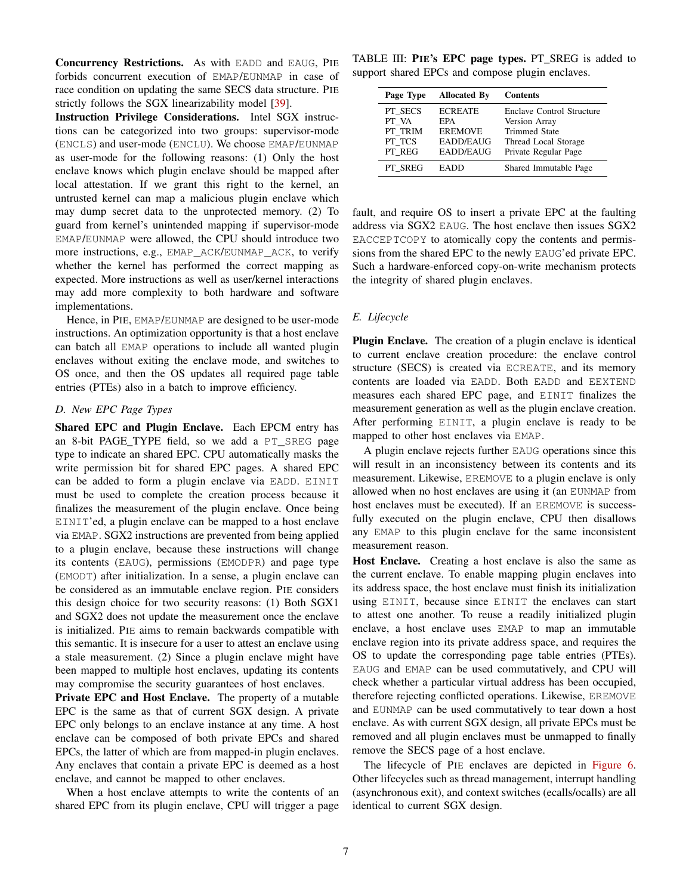**Concurrency Restrictions.** As with EADD and EAUG, PIE forbids concurrent execution of EMAP/EUNMAP in case of race condition on updating the same SECS data structure. PIE strictly follows the SGX linearizability model [39].

**Instruction Privilege Considerations.** Intel SGX instructions can be categorized into two groups: supervisor-mode (ENCLS) and user-mode (ENCLU). We choose EMAP/EUNMAP as user-mode for the following reasons: (1) Only the host enclave knows which plugin enclave should be mapped after local attestation. If we grant this right to the kernel, an untrusted kernel can map a malicious plugin enclave which may dump secret data to the unprotected memory. (2) To guard from kernel's unintended mapping if supervisor-mode EMAP/EUNMAP were allowed, the CPU should introduce two more instructions, e.g., EMAP_ACK/EUNMAP_ACK, to verify whether the kernel has performed the correct mapping as expected. More instructions as well as user/kernel interactions may add more complexity to both hardware and software implementations.

Hence, in PIE, EMAP/EUNMAP are designed to be user-mode instructions. An optimization opportunity is that a host enclave can batch all EMAP operations to include all wanted plugin enclaves without exiting the enclave mode, and switches to OS once, and then the OS updates all required page table entries (PTEs) also in a batch to improve efficiency.

### D. New EPC Page Types

**Shared EPC and Plugin Enclave.** Each EPCM entry has an 8-bit PAGE_TYPE field, so we add a PT_SREG page type to indicate an shared EPC. CPU automatically masks the write permission bit for shared EPC pages. A shared EPC can be added to form a plugin enclave via EADD. EINIT must be used to complete the creation process because it finalizes the measurement of the plugin enclave. Once being EINIT'ed, a plugin enclave can be mapped to a host enclave via EMAP. SGX2 instructions are prevented from being applied to a plugin enclave, because these instructions will change its contents (EAUG), permissions (EMODPR) and page type (EMODT) after initialization. In a sense, a plugin enclave can be considered as an immutable enclave region. PIE considers this design choice for two security reasons: (1) Both SGX1 and SGX2 does not update the measurement once the enclave is initialized. PIE aims to remain backwards compatible with this semantic. It is insecure for a user to attest an enclave using a stale measurement. (2) Since a plugin enclave might have been mapped to multiple host enclaves, updating its contents may compromise the security guarantees of host enclaves.

**Private EPC and Host Enclave.** The property of a mutable EPC is the same as that of current SGX design. A private EPC only belongs to an enclave instance at any time. A host enclave can be composed of both private EPCs and shared EPCs, the latter of which are from mapped-in plugin enclaves. Any enclaves that contain a private EPC is deemed as a host enclave, and cannot be mapped to other enclaves.

When a host enclave attempts to write the contents of an shared EPC from its plugin enclave, CPU will trigger a page fault, and require OS to insert a private EPC at the faulting address via SGX2 EAUG. The host enclave then issues SGX2 EACCEPTCOPY to atomically copy the contents and permissions from the shared EPC to the newly EAUG'ed private EPC. Such a hardware-enforced copy-on-write mechanism protects the integrity of shared plugin enclaves.

TABLE III: **PIE's EPC page types.** PT_SREG is added to support shared EPCs and compose plugin enclaves.

| Page Type | Allocated By | Contents |
|---|---|---|
| PT_SECS | ECREATE | Enclave Control Structure |
| PT_VA | EPA | Version Array |
| PT_TRIM | EREMOVE | Trimmed State |
| PT_TCS | EADD/EAUG | Thread Local Storage |
| PT_REG | EADD/EAUG | Private Regular Page |
| PT_SREG | EADD | Shared Immutable Page |

### E. Lifecycle

**Plugin Enclave.** The creation of a plugin enclave is identical to current enclave creation procedure: the enclave control structure (SECS) is created via ECREATE, and its memory contents are loaded via EADD. Both EADD and EEXTEND measures each shared EPC page, and EINIT finalizes the measurement generation as well as the plugin enclave creation. After performing EINIT, a plugin enclave is ready to be mapped to other host enclaves via EMAP.

A plugin enclave rejects further EAUG operations since this will result in an inconsistency between its contents and its measurement. Likewise, EREMOVE to a plugin enclave is only allowed when no host enclaves are using it (an EUNMAP from host enclaves must be executed). If an EREMOVE is successfully executed on the plugin enclave, CPU then disallows any EMAP to this plugin enclave for the same inconsistent measurement reason.

**Host Enclave.** Creating a host enclave is also the same as the current enclave. To enable mapping plugin enclaves into its address space, the host enclave must finish its initialization using EINIT, because since EINIT the enclaves can start to attest one another. To reuse a readily initialized plugin enclave, a host enclave uses EMAP to map an immutable enclave region into its private address space, and requires the OS to update the corresponding page table entries (PTEs). EAUG and EMAP can be used commutatively, and CPU will check whether a particular virtual address has been occupied, therefore rejecting conflicted operations. Likewise, EREMOVE and EUNMAP can be used commutatively to tear down a host enclave. As with current SGX design, all private EPCs must be removed and all plugin enclaves must be unmapped to finally remove the SECS page of a host enclave.

The lifecycle of PIE enclaves are depicted in Figure 6. Other lifecycles such as thread management, interrupt handling (asynchronous exit), and context switches (ecalls/ocalls) are all identical to current SGX design.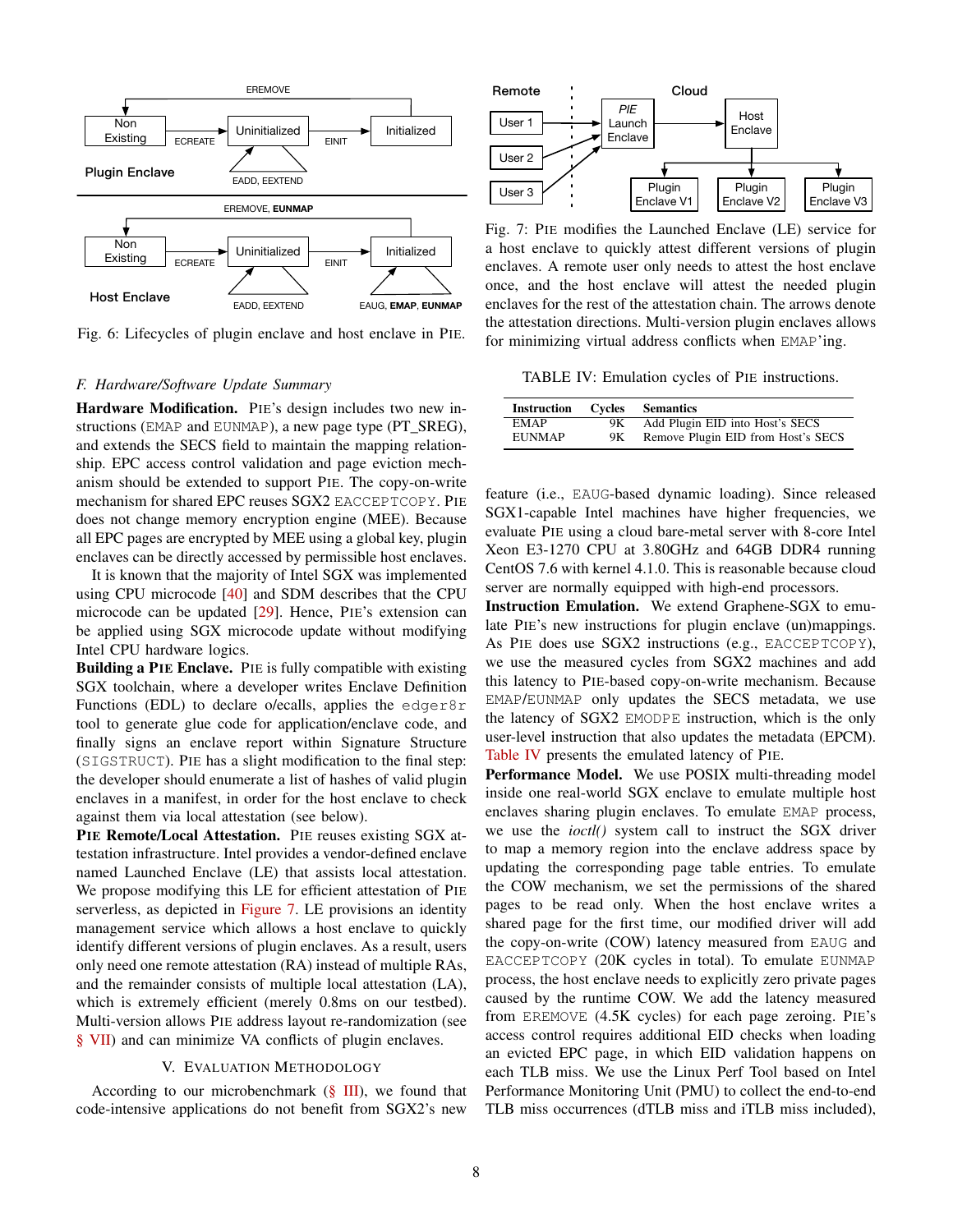Fig. 6: Lifecycles of plugin enclave and host enclave in PIE.

Fig. 7: PIE modifies the Launched Enclave (LE) service for a host enclave to quickly attest different versions of plugin enclaves. A remote user only needs to attest the host enclave once, and the host enclave will attest the needed plugin enclaves for the rest of the attestation chain. The arrows denote the attestation directions. Multi-version plugin enclaves allows for minimizing virtual address conflicts when EMAP'ing.

### F. Hardware/Software Update Summary

**Hardware Modification.** PIE's design includes two new instructions (EMAP and EUNMAP), a new page type (PT_SREG), and extends the SECS field to maintain the mapping relationship. EPC access control validation and page eviction mechanism should be extended to support PIE. The copy-on-write mechanism for shared EPC reuses SGX2 EACCEPTCOPY. PIE does not change memory encryption engine (MEE). Because all EPC pages are encrypted by MEE using a global key, plugin enclaves can be directly accessed by permissible host enclaves.

It is known that the majority of Intel SGX was implemented using CPU microcode [40] and SDM describes that the CPU microcode can be updated [29]. Hence, PIE's extension can be applied using SGX microcode update without modifying Intel CPU hardware logics.

**Building a PIE Enclave.** PIE is fully compatible with existing SGX toolchain, where a developer writes Enclave Definition Functions (EDL) to declare o/ecalls, applies the edger8r tool to generate glue code for application/enclave code, and finally signs an enclave report within Signature Structure (SIGSTRUCT). PIE has a slight modification to the final step: the developer should enumerate a list of hashes of valid plugin enclaves in a manifest, in order for the host enclave to check against them via local attestation (see below).

**PIE Remote/Local Attestation.** PIE reuses existing SGX attestation infrastructure. Intel provides a vendor-defined enclave named Launched Enclave (LE) that assists local attestation. We propose modifying this LE for efficient attestation of PIE serverless, as depicted in Figure 7. LE provisions an identity management service which allows a host enclave to quickly identify different versions of plugin enclaves. As a result, users only need one remote attestation (RA) instead of multiple RAs, and the remainder consists of multiple local attestation (LA), which is extremely efficient (merely 0.8ms on our testbed). Multi-version allows PIE address layout re-randomization (see § VII) and can minimize VA conflicts of plugin enclaves.

## V. Evaluation Methodology

According to our microbenchmark (§ III), we found that code-intensive applications do not benefit from SGX2's new feature (i.e., EAUG-based dynamic loading). Since released SGX1-capable Intel machines have higher frequencies, we evaluate PIE using a cloud bare-metal server with 8-core Intel Xeon E3-1270 CPU at 3.80GHz and 64GB DDR4 running CentOS 7.6 with kernel 4.1.0. This is reasonable because cloud server are normally equipped with high-end processors.

TABLE IV: Emulation cycles of PIE instructions.

| Instruction | Cycles | Semantics |
|---|---|---|
| EMAP | 9K | Add Plugin EID into Host's SECS |
| EUNMAP | 9K | Remove Plugin EID from Host's SECS |

**Instruction Emulation.** We extend Graphene-SGX to emulate PIE's new instructions for plugin enclave (un)mappings. As PIE does use SGX2 instructions (e.g., EACCEPTCOPY), we use the measured cycles from SGX2 machines and add this latency to PIE-based copy-on-write mechanism. Because EMAP/EUNMAP only updates the SECS metadata, we use the latency of SGX2 EMODPE instruction, which is the only user-level instruction that also updates the metadata (EPCM). Table IV presents the emulated latency of PIE.

**Performance Model.** We use POSIX multi-threading model inside one real-world SGX enclave to emulate multiple host enclaves sharing plugin enclaves. To emulate EMAP process, we use the *ioctl()* system call to instruct the SGX driver to map a memory region into the enclave address space by updating the corresponding page table entries. To emulate the COW mechanism, we set the permissions of the shared pages to be read only. When the host enclave writes a shared page for the first time, our modified driver will add the copy-on-write (COW) latency measured from EAUG and EACCEPTCOPY (20K cycles in total). To emulate EUNMAP process, the host enclave needs to explicitly zero private pages caused by the runtime COW. We add the latency measured from EREMOVE (4.5K cycles) for each page zeroing. PIE's access control requires additional EID checks when loading an evicted EPC page, in which EID validation happens on each TLB miss. We use the Linux Perf Tool based on Intel Performance Monitoring Unit (PMU) to collect the end-to-end TLB miss occurrences (dTLB miss and iTLB miss included),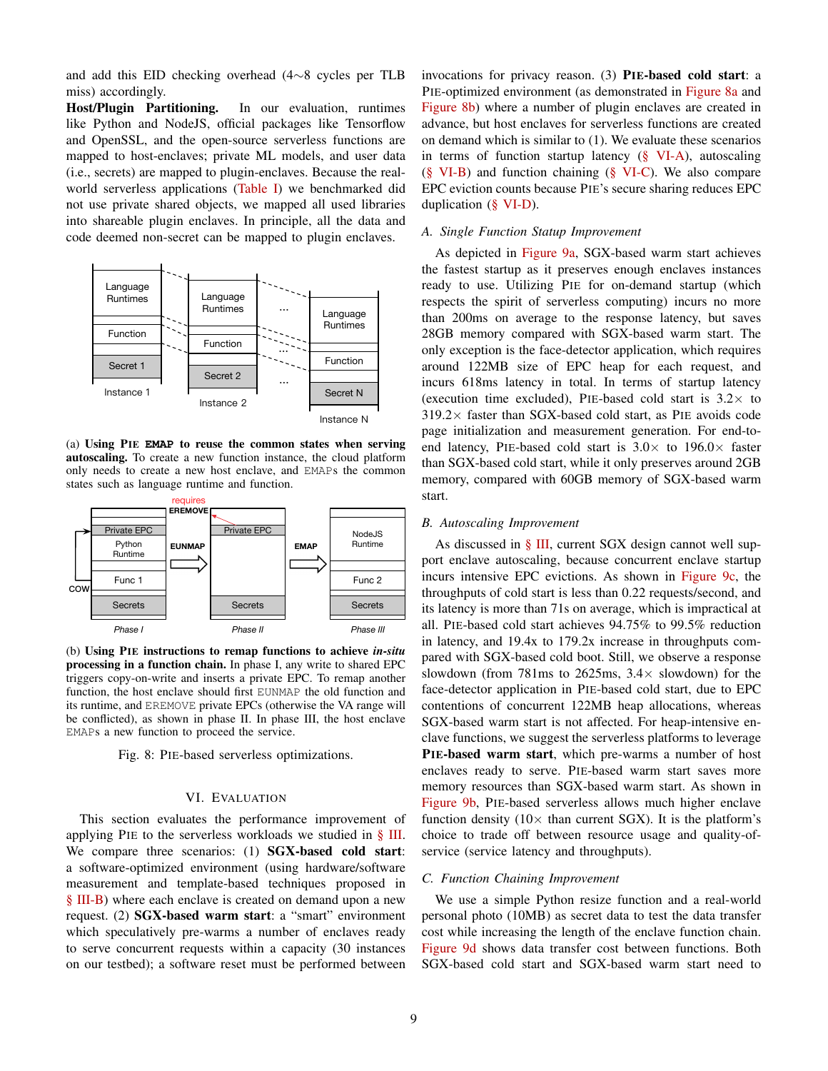and add this EID checking overhead (4∼8 cycles per TLB miss) accordingly.

**Host/Plugin Partitioning.** In our evaluation, runtimes like Python and NodeJS, official packages like Tensorflow and OpenSSL, and the open-source serverless functions are mapped to host-enclaves; private ML models, and user data (i.e., secrets) are mapped to plugin-enclaves. Because the real-world serverless applications (Table I) we benchmarked did not use private shared objects, we mapped all used libraries into shareable plugin enclaves. In principle, all the data and code deemed non-secret can be mapped to plugin enclaves.

(a) **Using PIE `EMAP` to reuse the common states when serving autoscaling.** To create a new function instance, the cloud platform only needs to create a new host enclave, and `EMAP`s the common states such as language runtime and function.

(b) **Using PIE instructions to remap functions to achieve *in-situ* processing in a function chain.** In phase I, any write to shared EPC triggers copy-on-write and inserts a private EPC. To remap another function, the host enclave should first `EUNMAP` the old function and its runtime, and `EREMOVE` private EPCs (otherwise the VA range will be conflicted), as shown in phase II. In phase III, the host enclave `EMAP`s a new function to proceed the service.

Fig. 8: PIE-based serverless optimizations.

## VI. Evaluation

This section evaluates the performance improvement of applying PIE to the serverless workloads we studied in § III. We compare three scenarios: (1) **SGX-based cold start**: a software-optimized environment (using hardware/software measurement and template-based techniques proposed in § III-B) where each enclave is created on demand upon a new request. (2) **SGX-based warm start**: a "smart" environment which speculatively pre-warms a number of enclaves ready to serve concurrent requests within a capacity (30 instances on our testbed); a software reset must be performed between invocations for privacy reason. (3) **PIE-based cold start**: a PIE-optimized environment (as demonstrated in Figure 8a and Figure 8b) where a number of plugin enclaves are created in advance, but host enclaves for serverless functions are created on demand which is similar to (1). We evaluate these scenarios in terms of function startup latency (§ VI-A), autoscaling (§ VI-B) and function chaining (§ VI-C). We also compare EPC eviction counts because PIE's secure sharing reduces EPC duplication (§ VI-D).

### A. Single Function Statup Improvement

As depicted in Figure 9a, SGX-based warm start achieves the fastest startup as it preserves enough enclaves instances ready to use. Utilizing PIE for on-demand startup (which respects the spirit of serverless computing) incurs no more than 200ms on average to the response latency, but saves 28GB memory compared with SGX-based warm start. The only exception is the face-detector application, which requires around 122MB size of EPC heap for each request, and incurs 618ms latency in total. In terms of startup latency (execution time excluded), PIE-based cold start is 3.2× to 319.2× faster than SGX-based cold start, as PIE avoids code page initialization and measurement generation. For end-to-end latency, PIE-based cold start is 3.0× to 196.0× faster than SGX-based cold start, while it only preserves around 2GB memory, compared with 60GB memory of SGX-based warm start.

### B. Autoscaling Improvement

As discussed in § III, current SGX design cannot well support enclave autoscaling, because concurrent enclave startup incurs intensive EPC evictions. As shown in Figure 9c, the throughputs of cold start is less than 0.22 requests/second, and its latency is more than 71s on average, which is impractical at all. PIE-based cold start achieves 94.75% to 99.5% reduction in latency, and 19.4x to 179.2x increase in throughputs compared with SGX-based cold boot. Still, we observe a response slowdown (from 781ms to 2625ms, 3.4× slowdown) for the face-detector application in PIE-based cold start, due to EPC contentions of concurrent 122MB heap allocations, whereas SGX-based warm start is not affected. For heap-intensive enclave functions, we suggest the serverless platforms to leverage **PIE-based warm start**, which pre-warms a number of host enclaves ready to serve. PIE-based warm start saves more memory resources than SGX-based warm start. As shown in Figure 9b, PIE-based serverless allows much higher enclave function density (10× than current SGX). It is the platform's choice to trade off between resource usage and quality-of-service (service latency and throughputs).

### C. Function Chaining Improvement

We use a simple Python resize function and a real-world personal photo (10MB) as secret data to test the data transfer cost while increasing the length of the enclave function chain. Figure 9d shows data transfer cost between functions. Both SGX-based cold start and SGX-based warm start need to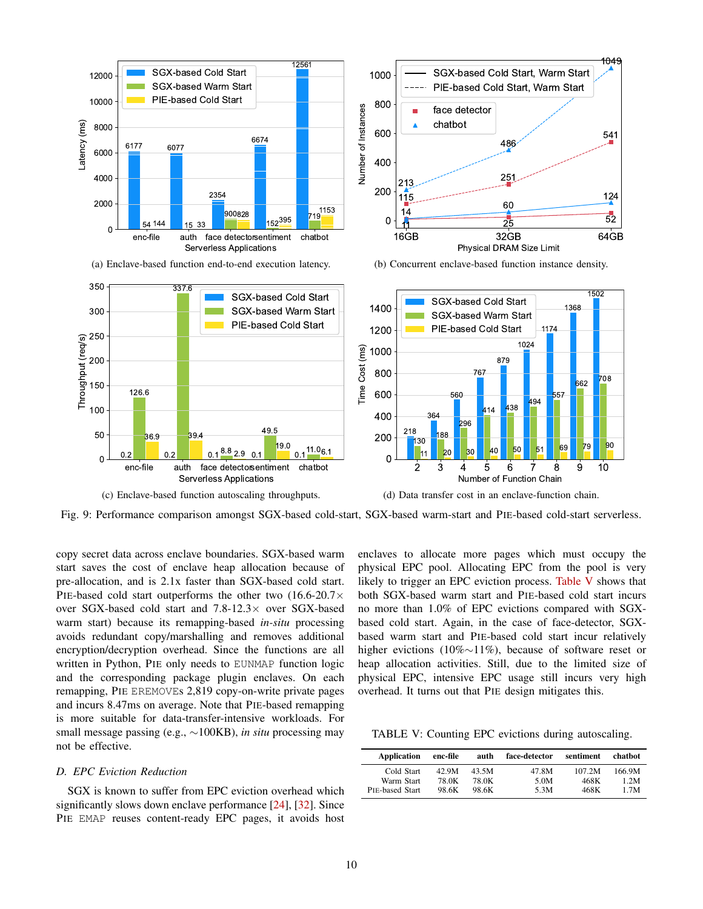(a) Enclave-based function end-to-end execution latency.

(b) Concurrent enclave-based function instance density.

(c) Enclave-based function autoscaling throughputs.

(d) Data transfer cost in an enclave-function chain.

Fig. 9: Performance comparison amongst SGX-based cold-start, SGX-based warm-start and PIE-based cold-start serverless.

copy secret data across enclave boundaries. SGX-based warm start saves the cost of enclave heap allocation because of pre-allocation, and is 2.1x faster than SGX-based cold start. PIE-based cold start outperforms the other two (16.6-20.7× over SGX-based cold start and 7.8-12.3× over SGX-based warm start) because its remapping-based *in-situ* processing avoids redundant copy/marshalling and removes additional encryption/decryption overhead. Since the functions are all written in Python, PIE only needs to `EUNMAP` function logic and the corresponding package plugin enclaves. On each remapping, PIE `EREMOVE`s 2,819 copy-on-write private pages and incurs 8.47ms on average. Note that PIE-based remapping is more suitable for data-transfer-intensive workloads. For small message passing (e.g., ∼100KB), *in situ* processing may not be effective.

### D. EPC Eviction Reduction

SGX is known to suffer from EPC eviction overhead which significantly slows down enclave performance [24], [32]. Since PIE `EMAP` reuses content-ready EPC pages, it avoids host enclaves to allocate more pages which must occupy the physical EPC pool. Allocating EPC from the pool is very likely to trigger an EPC eviction process. Table V shows that both SGX-based warm start and PIE-based cold start incurs no more than 1.0% of EPC evictions compared with SGX-based cold start. Again, in the case of face-detector, SGX-based warm start and PIE-based cold start incur relatively higher evictions (10%∼11%), because of software reset or heap allocation activities. Still, due to the limited size of physical EPC, intensive EPC usage still incurs very high overhead. It turns out that PIE design mitigates this.

TABLE V: Counting EPC evictions during autoscaling.

| Application | enc-file | auth | face-detector | sentiment | chatbot |
|---|---|---|---|---|---|
| Cold Start | 42.9M | 43.5M | 47.8M | 107.2M | 166.9M |
| Warm Start | 78.0K | 78.0K | 5.0M | 468K | 1.2M |
| PIE-based Start | 98.6K | 98.6K | 5.3M | 468K | 1.7M |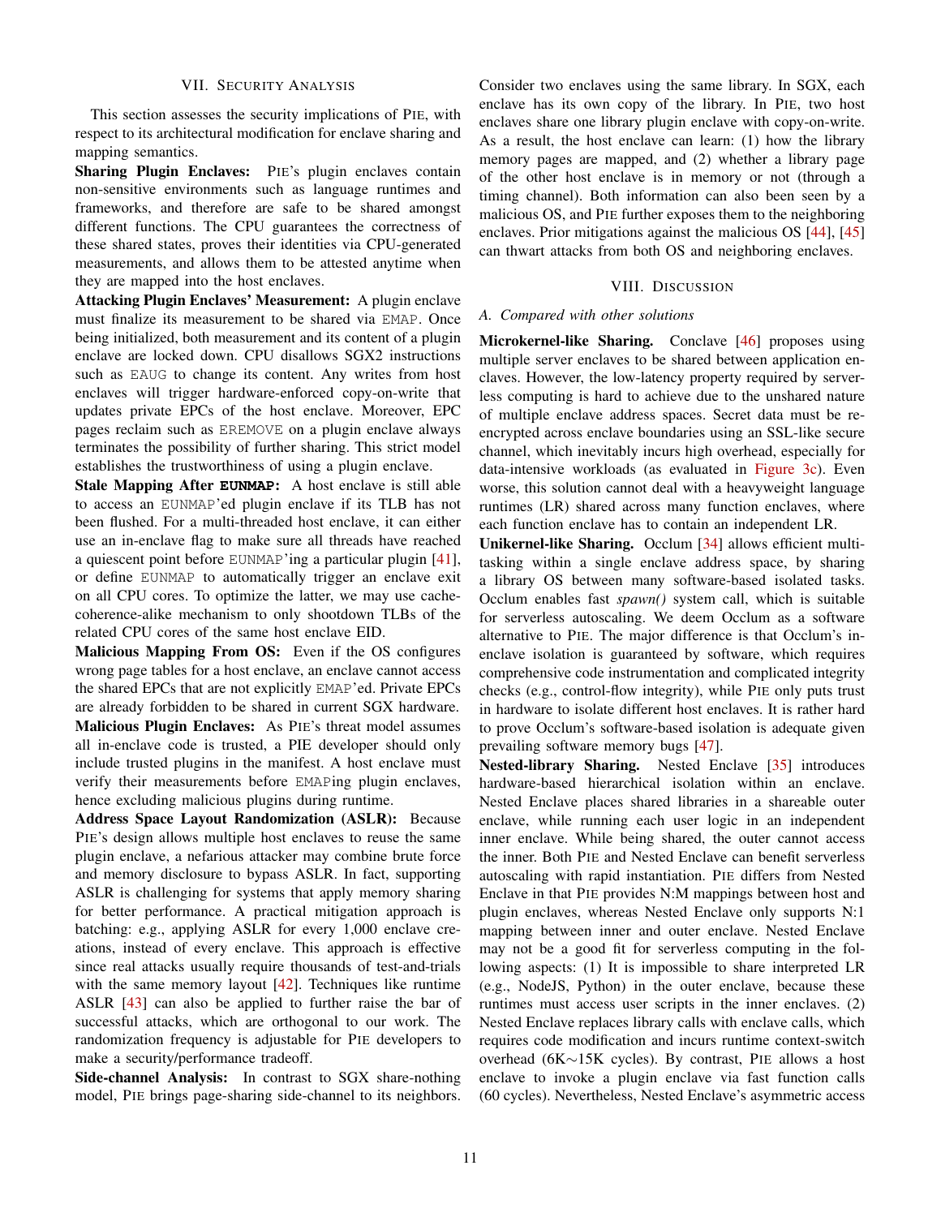## VII. Security Analysis

This section assesses the security implications of PIE, with respect to its architectural modification for enclave sharing and mapping semantics.

**Sharing Plugin Enclaves:** PIE's plugin enclaves contain non-sensitive environments such as language runtimes and frameworks, and therefore are safe to be shared amongst different functions. The CPU guarantees the correctness of these shared states, proves their identities via CPU-generated measurements, and allows them to be attested anytime when they are mapped into the host enclaves.

**Attacking Plugin Enclaves' Measurement:** A plugin enclave must finalize its measurement to be shared via EMAP. Once being initialized, both measurement and its content of a plugin enclave are locked down. CPU disallows SGX2 instructions such as EAUG to change its content. Any writes from host enclaves will trigger hardware-enforced copy-on-write that updates private EPCs of the host enclave. Moreover, EPC pages reclaim such as EREMOVE on a plugin enclave always terminates the possibility of further sharing. This strict model establishes the trustworthiness of using a plugin enclave.

**Stale Mapping After EUNMAP:** A host enclave is still able to access an EUNMAP'ed plugin enclave if its TLB has not been flushed. For a multi-threaded host enclave, it can either use an in-enclave flag to make sure all threads have reached a quiescent point before EUNMAP'ing a particular plugin [41], or define EUNMAP to automatically trigger an enclave exit on all CPU cores. To optimize the latter, we may use cache-coherence-alike mechanism to only shootdown TLBs of the related CPU cores of the same host enclave EID.

**Malicious Mapping From OS:** Even if the OS configures wrong page tables for a host enclave, an enclave cannot access the shared EPCs that are not explicitly EMAP'ed. Private EPCs are already forbidden to be shared in current SGX hardware.

**Malicious Plugin Enclaves:** As PIE's threat model assumes all in-enclave code is trusted, a PIE developer should only include trusted plugins in the manifest. A host enclave must verify their measurements before EMAPing plugin enclaves, hence excluding malicious plugins during runtime.

**Address Space Layout Randomization (ASLR):** Because PIE's design allows multiple host enclaves to reuse the same plugin enclave, a nefarious attacker may combine brute force and memory disclosure to bypass ASLR. In fact, supporting ASLR is challenging for systems that apply memory sharing for better performance. A practical mitigation approach is batching: e.g., applying ASLR for every 1,000 enclave creations, instead of every enclave. This approach is effective since real attacks usually require thousands of test-and-trials with the same memory layout [42]. Techniques like runtime ASLR [43] can also be applied to further raise the bar of successful attacks, which are orthogonal to our work. The randomization frequency is adjustable for PIE developers to make a security/performance tradeoff.

**Side-channel Analysis:** In contrast to SGX share-nothing model, PIE brings page-sharing side-channel to its neighbors. Consider two enclaves using the same library. In SGX, each enclave has its own copy of the library. In PIE, two host enclaves share one library plugin enclave with copy-on-write. As a result, the host enclave can learn: (1) how the library memory pages are mapped, and (2) whether a library page of the other host enclave is in memory or not (through a timing channel). Both information can also been seen by a malicious OS, and PIE further exposes them to the neighboring enclaves. Prior mitigations against the malicious OS [44], [45] can thwart attacks from both OS and neighboring enclaves.

## VIII. Discussion

### A. Compared with other solutions

**Microkernel-like Sharing.** Conclave [46] proposes using multiple server enclaves to be shared between application enclaves. However, the low-latency property required by serverless computing is hard to achieve due to the unshared nature of multiple enclave address spaces. Secret data must be re-encrypted across enclave boundaries using an SSL-like secure channel, which inevitably incurs high overhead, especially for data-intensive workloads (as evaluated in Figure 3c). Even worse, this solution cannot deal with a heavyweight language runtimes (LR) shared across many function enclaves, where each function enclave has to contain an independent LR.

**Unikernel-like Sharing.** Occlum [34] allows efficient multitasking within a single enclave address space, by sharing a library OS between many software-based isolated tasks. Occlum enables fast *spawn()* system call, which is suitable for serverless autoscaling. We deem Occlum as a software alternative to PIE. The major difference is that Occlum's in-enclave isolation is guaranteed by software, which requires comprehensive code instrumentation and complicated integrity checks (e.g., control-flow integrity), while PIE only puts trust in hardware to isolate different host enclaves. It is rather hard to prove Occlum's software-based isolation is adequate given prevailing software memory bugs [47].

**Nested-library Sharing.** Nested Enclave [35] introduces hardware-based hierarchical isolation within an enclave. Nested Enclave places shared libraries in a shareable outer enclave, while running each user logic in an independent inner enclave. While being shared, the outer cannot access the inner. Both PIE and Nested Enclave can benefit serverless autoscaling with rapid instantiation. PIE differs from Nested Enclave in that PIE provides N:M mappings between host and plugin enclaves, whereas Nested Enclave only supports N:1 mapping between inner and outer enclave. Nested Enclave may not be a good fit for serverless computing in the following aspects: (1) It is impossible to share interpreted LR (e.g., NodeJS, Python) in the outer enclave, because these runtimes must access user scripts in the inner enclaves. (2) Nested Enclave replaces library calls with enclave calls, which requires code modification and incurs runtime context-switch overhead (6K∼15K cycles). By contrast, PIE allows a host enclave to invoke a plugin enclave via fast function calls (60 cycles). Nevertheless, Nested Enclave's asymmetric access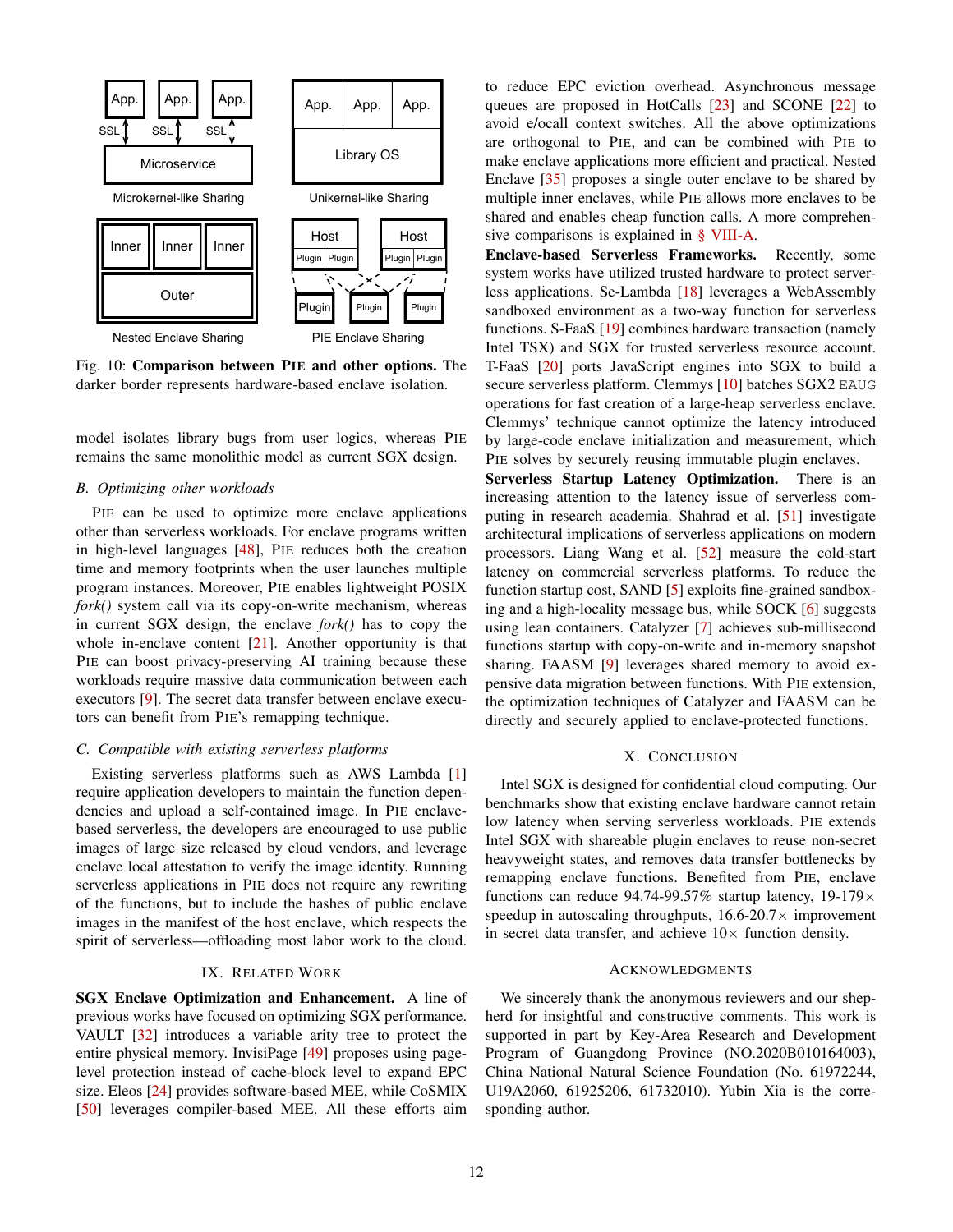Fig. 10: **Comparison between PIE and other options.** The darker border represents hardware-based enclave isolation.

model isolates library bugs from user logics, whereas PIE remains the same monolithic model as current SGX design.

### *B. Optimizing other workloads*

PIE can be used to optimize more enclave applications other than serverless workloads. For enclave programs written in high-level languages [48], PIE reduces both the creation time and memory footprints when the user launches multiple program instances. Moreover, PIE enables lightweight POSIX *fork()* system call via its copy-on-write mechanism, whereas in current SGX design, the enclave *fork()* has to copy the whole in-enclave content [21]. Another opportunity is that PIE can boost privacy-preserving AI training because these workloads require massive data communication between each executors [9]. The secret data transfer between enclave executors can benefit from PIE's remapping technique.

### *C. Compatible with existing serverless platforms*

Existing serverless platforms such as AWS Lambda [1] require application developers to maintain the function dependencies and upload a self-contained image. In PIE enclave-based serverless, the developers are encouraged to use public images of large size released by cloud vendors, and leverage enclave local attestation to verify the image identity. Running serverless applications in PIE does not require any rewriting of the functions, but to include the hashes of public enclave images in the manifest of the host enclave, which respects the spirit of serverless—offloading most labor work to the cloud.

## IX. Related Work

**SGX Enclave Optimization and Enhancement.** A line of previous works have focused on optimizing SGX performance. VAULT [32] introduces a variable arity tree to protect the entire physical memory. InvisiPage [49] proposes using page-level protection instead of cache-block level to expand EPC size. Eleos [24] provides software-based MEE, while CoSMIX [50] leverages compiler-based MEE. All these efforts aim to reduce EPC eviction overhead. Asynchronous message queues are proposed in HotCalls [23] and SCONE [22] to avoid e/ocall context switches. All the above optimizations are orthogonal to PIE, and can be combined with PIE to make enclave applications more efficient and practical. Nested Enclave [35] proposes a single outer enclave to be shared by multiple inner enclaves, while PIE allows more enclaves to be shared and enables cheap function calls. A more comprehensive comparisons is explained in § VIII-A.

**Enclave-based Serverless Frameworks.** Recently, some system works have utilized trusted hardware to protect serverless applications. Se-Lambda [18] leverages a WebAssembly sandboxed environment as a two-way function for serverless functions. S-FaaS [19] combines hardware transaction (namely Intel TSX) and SGX for trusted serverless resource account. T-FaaS [20] ports JavaScript engines into SGX to build a secure serverless platform. Clemmys [10] batches SGX2 EAUG operations for fast creation of a large-heap serverless enclave. Clemmys' technique cannot optimize the latency introduced by large-code enclave initialization and measurement, which PIE solves by securely reusing immutable plugin enclaves.

**Serverless Startup Latency Optimization.** There is an increasing attention to the latency issue of serverless computing in research academia. Shahrad et al. [51] investigate architectural implications of serverless applications on modern processors. Liang Wang et al. [52] measure the cold-start latency on commercial serverless platforms. To reduce the function startup cost, SAND [5] exploits fine-grained sandboxing and a high-locality message bus, while SOCK [6] suggests using lean containers. Catalyzer [7] achieves sub-millisecond functions startup with copy-on-write and in-memory snapshot sharing. FAASM [9] leverages shared memory to avoid expensive data migration between functions. With PIE extension, the optimization techniques of Catalyzer and FAASM can be directly and securely applied to enclave-protected functions.

## X. Conclusion

Intel SGX is designed for confidential cloud computing. Our benchmarks show that existing enclave hardware cannot retain low latency when serving serverless workloads. PIE extends Intel SGX with shareable plugin enclaves to reuse non-secret heavyweight states, and removes data transfer bottlenecks by remapping enclave functions. Benefited from PIE, enclave functions can reduce 94.74-99.57% startup latency, 19-179$\times$ speedup in autoscaling throughputs, 16.6-20.7$\times$ improvement in secret data transfer, and achieve 10$\times$ function density.

## Acknowledgments

We sincerely thank the anonymous reviewers and our shepherd for insightful and constructive comments. This work is supported in part by Key-Area Research and Development Program of Guangdong Province (NO.2020B010164003), China National Natural Science Foundation (No. 61972244, U19A2060, 61925206, 61732010). Yubin Xia is the corresponding author.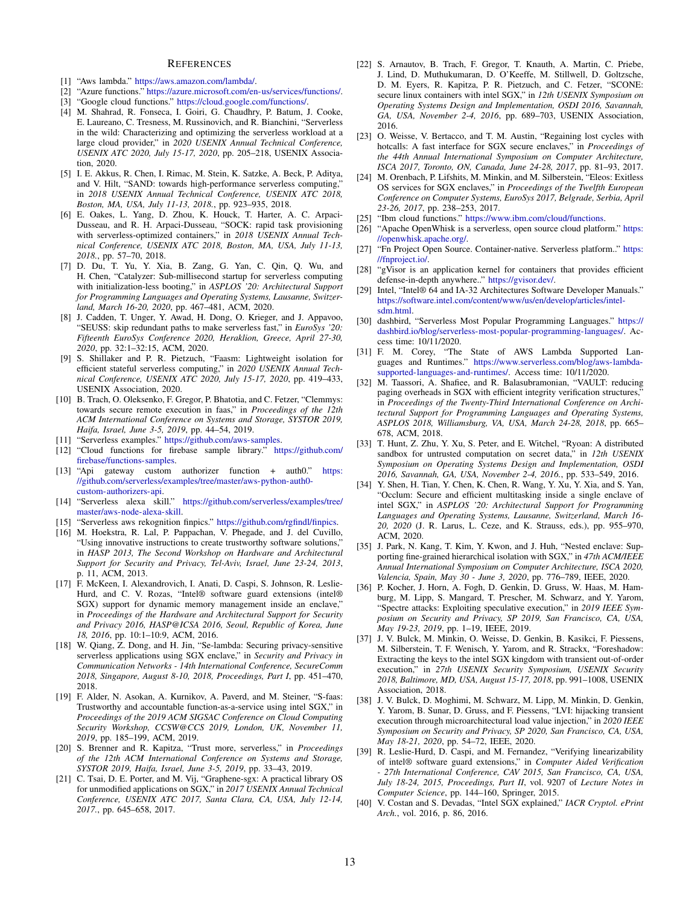## References

[1] "Aws lambda." https://aws.amazon.com/lambda/.

[2] "Azure functions." https://azure.microsoft.com/en-us/services/functions/.

[3] "Google cloud functions." https://cloud.google.com/functions/.

[4] M. Shahrad, R. Fonseca, I. Goiri, G. Chaudhry, P. Batum, J. Cooke, E. Laureano, C. Tresness, M. Russinovich, and R. Bianchini, "Serverless in the wild: Characterizing and optimizing the serverless workload at a large cloud provider," in *2020 USENIX Annual Technical Conference, USENIX ATC 2020, July 15-17, 2020*, pp. 205–218, USENIX Association, 2020.

[5] I. E. Akkus, R. Chen, I. Rimac, M. Stein, K. Satzke, A. Beck, P. Aditya, and V. Hilt, "SAND: towards high-performance serverless computing," in *2018 USENIX Annual Technical Conference, USENIX ATC 2018, Boston, MA, USA, July 11-13, 2018.*, pp. 923–935, 2018.

[6] E. Oakes, L. Yang, D. Zhou, K. Houck, T. Harter, A. C. Arpaci-Dusseau, and R. H. Arpaci-Dusseau, "SOCK: rapid task provisioning with serverless-optimized containers," in *2018 USENIX Annual Technical Conference, USENIX ATC 2018, Boston, MA, USA, July 11-13, 2018.*, pp. 57–70, 2018.

[7] D. Du, T. Yu, Y. Xia, B. Zang, G. Yan, C. Qin, Q. Wu, and H. Chen, "Catalyzer: Sub-millisecond startup for serverless computing with initialization-less booting," in *ASPLOS '20: Architectural Support for Programming Languages and Operating Systems, Lausanne, Switzerland, March 16-20, 2020*, pp. 467–481, ACM, 2020.

[8] J. Cadden, T. Unger, Y. Awad, H. Dong, O. Krieger, and J. Appavoo, "SEUSS: skip redundant paths to make serverless fast," in *EuroSys '20: Fifteenth EuroSys Conference 2020, Heraklion, Greece, April 27-30, 2020*, pp. 32:1–32:15, ACM, 2020.

[9] S. Shillaker and P. R. Pietzuch, "Faasm: Lightweight isolation for efficient stateful serverless computing," in *2020 USENIX Annual Technical Conference, USENIX ATC 2020, July 15-17, 2020*, pp. 419–433, USENIX Association, 2020.

[10] B. Trach, O. Oleksenko, F. Gregor, P. Bhatotia, and C. Fetzer, "Clemmys: towards secure remote execution in faas," in *Proceedings of the 12th ACM International Conference on Systems and Storage, SYSTOR 2019, Haifa, Israel, June 3-5, 2019*, pp. 44–54, 2019.

[11] "Serverless examples." https://github.com/aws-samples.

[12] "Cloud functions for firebase sample library." https://github.com/firebase/functions-samples.

[13] "Api gateway custom authorizer function + auth0." https://github.com/serverless/examples/tree/master/aws-python-auth0-custom-authorizers-api.

[14] "Serverless alexa skill." https://github.com/serverless/examples/tree/master/aws-node-alexa-skill.

[15] "Serverless aws rekognition finpics." https://github.com/rgfindl/finpics.

[16] M. Hoekstra, R. Lal, P. Pappachan, V. Phegade, and J. del Cuvillo, "Using innovative instructions to create trustworthy software solutions," in *HASP 2013, The Second Workshop on Hardware and Architectural Support for Security and Privacy, Tel-Aviv, Israel, June 23-24, 2013*, p. 11, ACM, 2013.

[17] F. McKeen, I. Alexandrovich, I. Anati, D. Caspi, S. Johnson, R. Leslie-Hurd, and C. V. Rozas, "Intel® software guard extensions (intel® SGX) support for dynamic memory management inside an enclave," in *Proceedings of the Hardware and Architectural Support for Security and Privacy 2016, HASP@ICSA 2016, Seoul, Republic of Korea, June 18, 2016*, pp. 10:1–10:9, ACM, 2016.

[18] W. Qiang, Z. Dong, and H. Jin, "Se-lambda: Securing privacy-sensitive serverless applications using SGX enclave," in *Security and Privacy in Communication Networks - 14th International Conference, SecureComm 2018, Singapore, August 8-10, 2018, Proceedings, Part I*, pp. 451–470, 2018.

[19] F. Alder, N. Asokan, A. Kurnikov, A. Paverd, and M. Steiner, "S-faas: Trustworthy and accountable function-as-a-service using intel SGX," in *Proceedings of the 2019 ACM SIGSAC Conference on Cloud Computing Security Workshop, CCSW@CCS 2019, London, UK, November 11, 2019*, pp. 185–199, ACM, 2019.

[20] S. Brenner and R. Kapitza, "Trust more, serverless," in *Proceedings of the 12th ACM International Conference on Systems and Storage, SYSTOR 2019, Haifa, Israel, June 3-5, 2019*, pp. 33–43, 2019.

[21] C. Tsai, D. E. Porter, and M. Vij, "Graphene-sgx: A practical library OS for unmodified applications on SGX," in *2017 USENIX Annual Technical Conference, USENIX ATC 2017, Santa Clara, CA, USA, July 12-14, 2017.*, pp. 645–658, 2017.

[22] S. Arnautov, B. Trach, F. Gregor, T. Knauth, A. Martin, C. Priebe, J. Lind, D. Muthukumaran, D. O'Keeffe, M. Stillwell, D. Goltzsche, D. M. Eyers, R. Kapitza, P. R. Pietzuch, and C. Fetzer, "SCONE: secure linux containers with intel SGX," in *12th USENIX Symposium on Operating Systems Design and Implementation, OSDI 2016, Savannah, GA, USA, November 2-4, 2016*, pp. 689–703, USENIX Association, 2016.

[23] O. Weisse, V. Bertacco, and T. M. Austin, "Regaining lost cycles with hotcalls: A fast interface for SGX secure enclaves," in *Proceedings of the 44th Annual International Symposium on Computer Architecture, ISCA 2017, Toronto, ON, Canada, June 24-28, 2017*, pp. 81–93, 2017.

[24] M. Orenbach, P. Lifshits, M. Minkin, and M. Silberstein, "Eleos: Exitless OS services for SGX enclaves," in *Proceedings of the Twelfth European Conference on Computer Systems, EuroSys 2017, Belgrade, Serbia, April 23-26, 2017*, pp. 238–253, 2017.

[25] "Ibm cloud functions." https://www.ibm.com/cloud/functions.

[26] "Apache OpenWhisk is a serverless, open source cloud platform." https://openwhisk.apache.org/.

[27] "Fn Project Open Source. Container-native. Serverless platform.." https://fnproject.io/.

[28] "gVisor is an application kernel for containers that provides efficient defense-in-depth anywhere.." https://gvisor.dev/.

[29] Intel, "Intel® 64 and IA-32 Architectures Software Developer Manuals." https://software.intel.com/content/www/us/en/develop/articles/intel-sdm.html.

[30] dashbird, "Serverless Most Popular Programming Languages." https://dashbird.io/blog/serverless-most-popular-programming-languages/. Access time: 10/11/2020.

[31] F. M. Corey, "The State of AWS Lambda Supported Languages and Runtimes." https://www.serverless.com/blog/aws-lambda-supported-languages-and-runtimes/. Access time: 10/11/2020.

[32] M. Taassori, A. Shafiee, and R. Balasubramonian, "VAULT: reducing paging overheads in SGX with efficient integrity verification structures," in *Proceedings of the Twenty-Third International Conference on Architectural Support for Programming Languages and Operating Systems, ASPLOS 2018, Williamsburg, VA, USA, March 24-28, 2018*, pp. 665–678, ACM, 2018.

[33] T. Hunt, Z. Zhu, Y. Xu, S. Peter, and E. Witchel, "Ryoan: A distributed sandbox for untrusted computation on secret data," in *12th USENIX Symposium on Operating Systems Design and Implementation, OSDI 2016, Savannah, GA, USA, November 2-4, 2016.*, pp. 533–549, 2016.

[34] Y. Shen, H. Tian, Y. Chen, K. Chen, R. Wang, Y. Xu, Y. Xia, and S. Yan, "Occlum: Secure and efficient multitasking inside a single enclave of intel SGX," in *ASPLOS '20: Architectural Support for Programming Languages and Operating Systems, Lausanne, Switzerland, March 16-20, 2020* (J. R. Larus, L. Ceze, and K. Strauss, eds.), pp. 955–970, ACM, 2020.

[35] J. Park, N. Kang, T. Kim, Y. Kwon, and J. Huh, "Nested enclave: Supporting fine-grained hierarchical isolation with SGX," in *47th ACM/IEEE Annual International Symposium on Computer Architecture, ISCA 2020, Valencia, Spain, May 30 - June 3, 2020*, pp. 776–789, IEEE, 2020.

[36] P. Kocher, J. Horn, A. Fogh, D. Genkin, D. Gruss, W. Haas, M. Hamburg, M. Lipp, S. Mangard, T. Prescher, M. Schwarz, and Y. Yarom, "Spectre attacks: Exploiting speculative execution," in *2019 IEEE Symposium on Security and Privacy, SP 2019, San Francisco, CA, USA, May 19-23, 2019*, pp. 1–19, IEEE, 2019.

[37] J. V. Bulck, M. Minkin, O. Weisse, D. Genkin, B. Kasikci, F. Piessens, M. Silberstein, T. F. Wenisch, Y. Yarom, and R. Strackx, "Foreshadow: Extracting the keys to the intel SGX kingdom with transient out-of-order execution," in *27th USENIX Security Symposium, USENIX Security 2018, Baltimore, MD, USA, August 15-17, 2018*, pp. 991–1008, USENIX Association, 2018.

[38] J. V. Bulck, D. Moghimi, M. Schwarz, M. Lipp, M. Minkin, D. Genkin, Y. Yarom, B. Sunar, D. Gruss, and F. Piessens, "LVI: hijacking transient execution through microarchitectural load value injection," in *2020 IEEE Symposium on Security and Privacy, SP 2020, San Francisco, CA, USA, May 18-21, 2020*, pp. 54–72, IEEE, 2020.

[39] R. Leslie-Hurd, D. Caspi, and M. Fernandez, "Verifying linearizability of intel® software guard extensions," in *Computer Aided Verification - 27th International Conference, CAV 2015, San Francisco, CA, USA, July 18-24, 2015, Proceedings, Part II*, vol. 9207 of *Lecture Notes in Computer Science*, pp. 144–160, Springer, 2015.

[40] V. Costan and S. Devadas, "Intel SGX explained," *IACR Cryptol. ePrint Arch.*, vol. 2016, p. 86, 2016.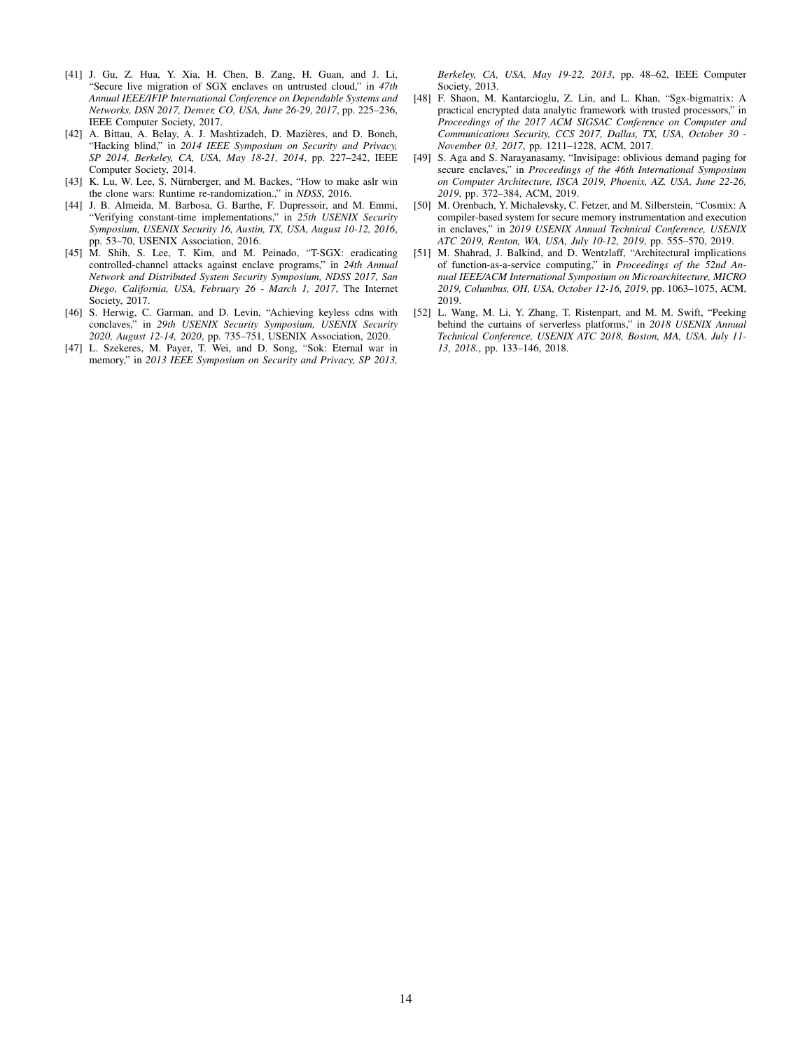[41] J. Gu, Z. Hua, Y. Xia, H. Chen, B. Zang, H. Guan, and J. Li, "Secure live migration of SGX enclaves on untrusted cloud," in *47th Annual IEEE/IFIP International Conference on Dependable Systems and Networks, DSN 2017, Denver, CO, USA, June 26-29, 2017*, pp. 225–236, IEEE Computer Society, 2017.

[42] A. Bittau, A. Belay, A. J. Mashtizadeh, D. Mazières, and D. Boneh, "Hacking blind," in *2014 IEEE Symposium on Security and Privacy, SP 2014, Berkeley, CA, USA, May 18-21, 2014*, pp. 227–242, IEEE Computer Society, 2014.

[43] K. Lu, W. Lee, S. Nürnberger, and M. Backes, "How to make aslr win the clone wars: Runtime re-randomization.," in *NDSS*, 2016.

[44] J. B. Almeida, M. Barbosa, G. Barthe, F. Dupressoir, and M. Emmi, "Verifying constant-time implementations," in *25th USENIX Security Symposium, USENIX Security 16, Austin, TX, USA, August 10-12, 2016*, pp. 53–70, USENIX Association, 2016.

[45] M. Shih, S. Lee, T. Kim, and M. Peinado, "T-SGX: eradicating controlled-channel attacks against enclave programs," in *24th Annual Network and Distributed System Security Symposium, NDSS 2017, San Diego, California, USA, February 26 - March 1, 2017*, The Internet Society, 2017.

[46] S. Herwig, C. Garman, and D. Levin, "Achieving keyless cdns with conclaves," in *29th USENIX Security Symposium, USENIX Security 2020, August 12-14, 2020*, pp. 735–751, USENIX Association, 2020.

[47] L. Szekeres, M. Payer, T. Wei, and D. Song, "Sok: Eternal war in memory," in *2013 IEEE Symposium on Security and Privacy, SP 2013, Berkeley, CA, USA, May 19-22, 2013*, pp. 48–62, IEEE Computer Society, 2013.

[48] F. Shaon, M. Kantarcioglu, Z. Lin, and L. Khan, "Sgx-bigmatrix: A practical encrypted data analytic framework with trusted processors," in *Proceedings of the 2017 ACM SIGSAC Conference on Computer and Communications Security, CCS 2017, Dallas, TX, USA, October 30 - November 03, 2017*, pp. 1211–1228, ACM, 2017.

[49] S. Aga and S. Narayanasamy, "Invisipage: oblivious demand paging for secure enclaves," in *Proceedings of the 46th International Symposium on Computer Architecture, ISCA 2019, Phoenix, AZ, USA, June 22-26, 2019*, pp. 372–384, ACM, 2019.

[50] M. Orenbach, Y. Michalevsky, C. Fetzer, and M. Silberstein, "Cosmix: A compiler-based system for secure memory instrumentation and execution in enclaves," in *2019 USENIX Annual Technical Conference, USENIX ATC 2019, Renton, WA, USA, July 10-12, 2019*, pp. 555–570, 2019.

[51] M. Shahrad, J. Balkind, and D. Wentzlaff, "Architectural implications of function-as-a-service computing," in *Proceedings of the 52nd Annual IEEE/ACM International Symposium on Microarchitecture, MICRO 2019, Columbus, OH, USA, October 12-16, 2019*, pp. 1063–1075, ACM, 2019.

[52] L. Wang, M. Li, Y. Zhang, T. Ristenpart, and M. M. Swift, "Peeking behind the curtains of serverless platforms," in *2018 USENIX Annual Technical Conference, USENIX ATC 2018, Boston, MA, USA, July 11-13, 2018.*, pp. 133–146, 2018.